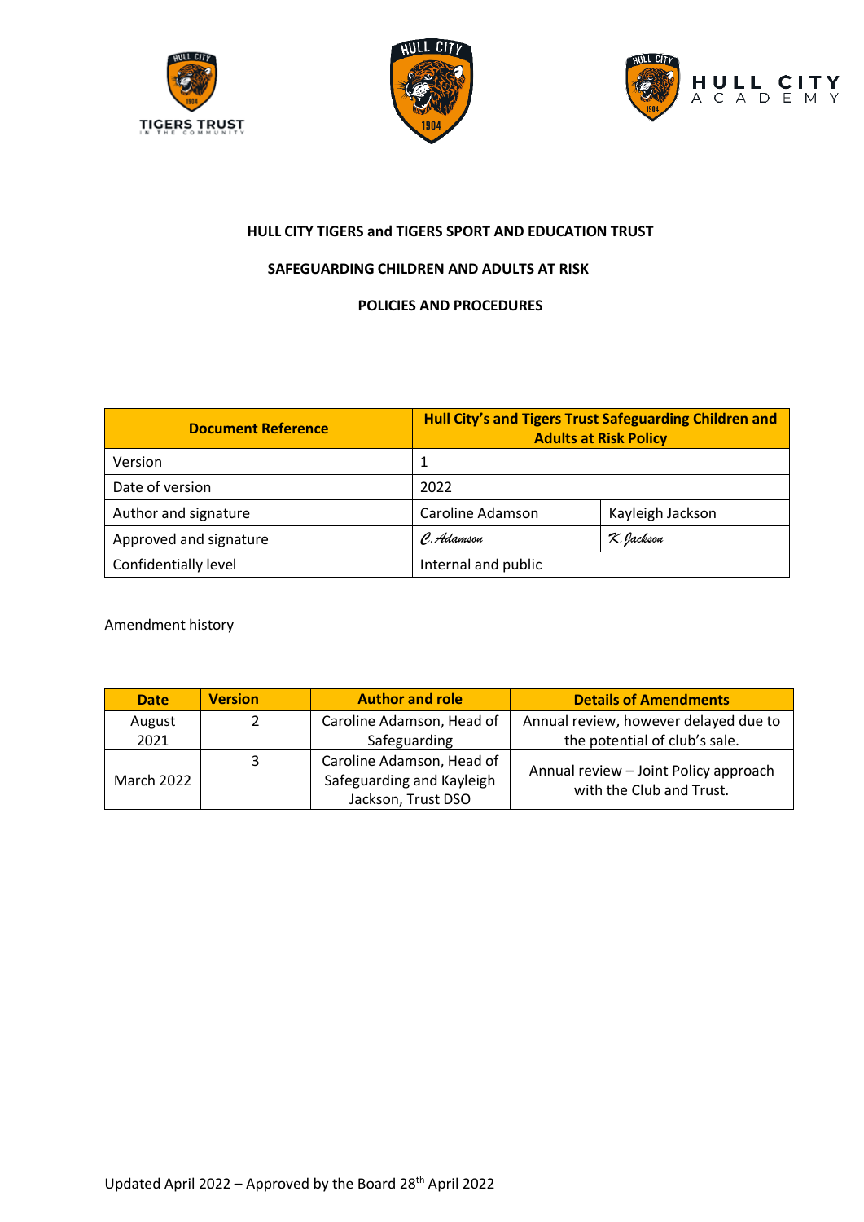**HULL CITY TIGERS and TIGERS SPORT AND EDUCATION TRUST**

**SAFEGUARDING CHILDREN AND ADULTS AT RISK**

**POLICIES AND PROCEDURES**

| Document Reference | Hull City's and Tigers Trust Safeguarding Children and Adults at Risk Policy | |
|---|---|---|
| Version | 1 | |
| Date of version | 2022 | |
| Author and signature | Caroline Adamson | Kayleigh Jackson |
| Approved and signature | *C. Adamson* | *K. Jackson* |
| Confidentially level | Internal and public | |

Amendment history

| Date | Version | Author and role | Details of Amendments |
|---|---|---|---|
| August 2021 | 2 | Caroline Adamson, Head of Safeguarding | Annual review, however delayed due to the potential of club's sale. |
| March 2022 | 3 | Caroline Adamson, Head of Safeguarding and Kayleigh Jackson, Trust DSO | Annual review – Joint Policy approach with the Club and Trust. |

Updated April 2022 – Approved by the Board 28th April 2022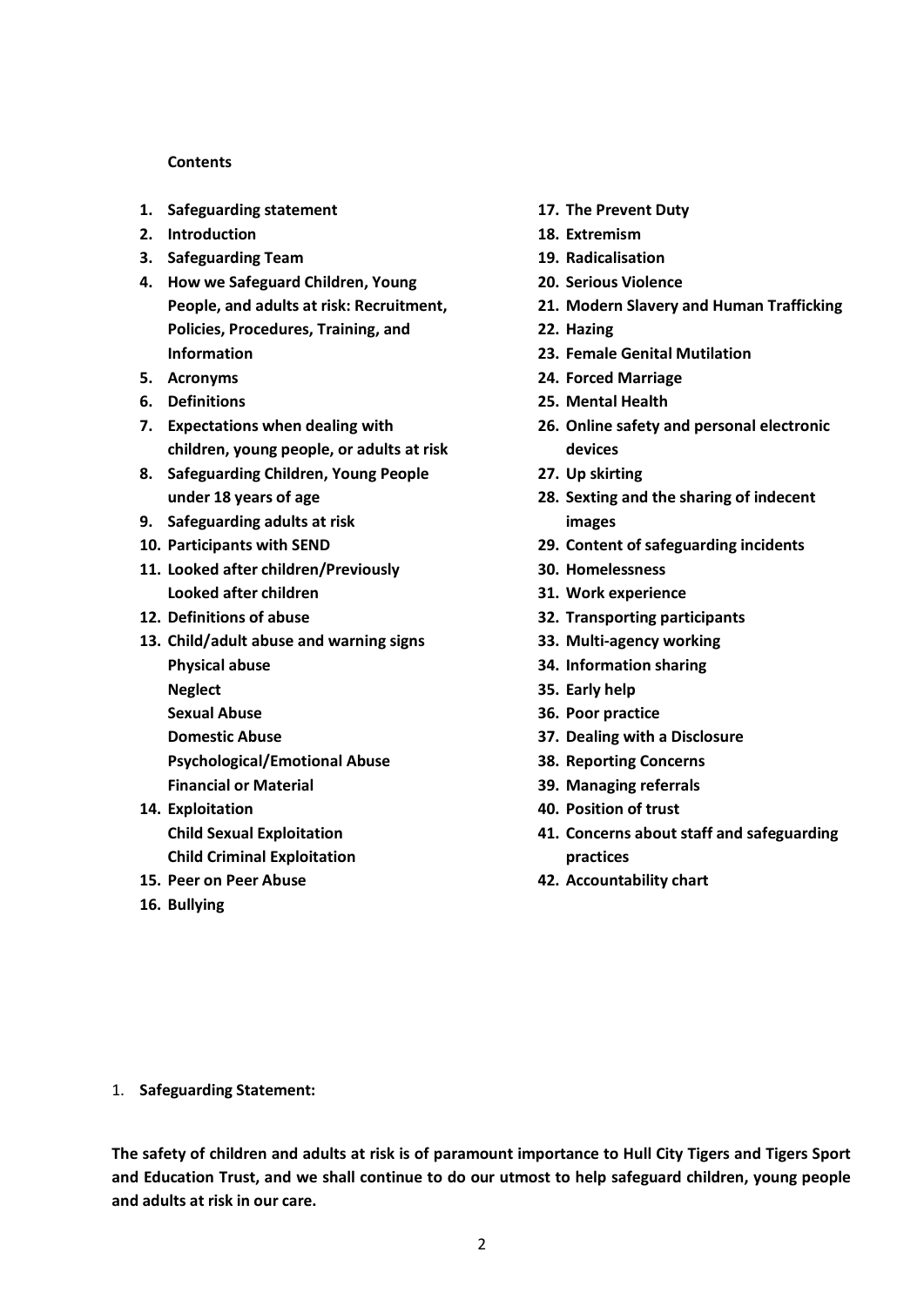**Contents**

1. **Safeguarding statement**
2. **Introduction**
3. **Safeguarding Team**
4. **How we Safeguard Children, Young People, and adults at risk: Recruitment, Policies, Procedures, Training, and Information**
5. **Acronyms**
6. **Definitions**
7. **Expectations when dealing with children, young people, or adults at risk**
8. **Safeguarding Children, Young People under 18 years of age**
9. **Safeguarding adults at risk**
10. **Participants with SEND**
11. **Looked after children/Previously Looked after children**
12. **Definitions of abuse**
13. **Child/adult abuse and warning signs**
    - **Physical abuse**
    - **Neglect**
    - **Sexual Abuse**
    - **Domestic Abuse**
    - **Psychological/Emotional Abuse**
    - **Financial or Material**
14. **Exploitation**
    - **Child Sexual Exploitation**
    - **Child Criminal Exploitation**
15. **Peer on Peer Abuse**
16. **Bullying**
17. **The Prevent Duty**
18. **Extremism**
19. **Radicalisation**
20. **Serious Violence**
21. **Modern Slavery and Human Trafficking**
22. **Hazing**
23. **Female Genital Mutilation**
24. **Forced Marriage**
25. **Mental Health**
26. **Online safety and personal electronic devices**
27. **Up skirting**
28. **Sexting and the sharing of indecent images**
29. **Content of safeguarding incidents**
30. **Homelessness**
31. **Work experience**
32. **Transporting participants**
33. **Multi-agency working**
34. **Information sharing**
35. **Early help**
36. **Poor practice**
37. **Dealing with a Disclosure**
38. **Reporting Concerns**
39. **Managing referrals**
40. **Position of trust**
41. **Concerns about staff and safeguarding practices**
42. **Accountability chart**

1. **Safeguarding Statement:**

**The safety of children and adults at risk is of paramount importance to Hull City Tigers and Tigers Sport and Education Trust, and we shall continue to do our utmost to help safeguard children, young people and adults at risk in our care.**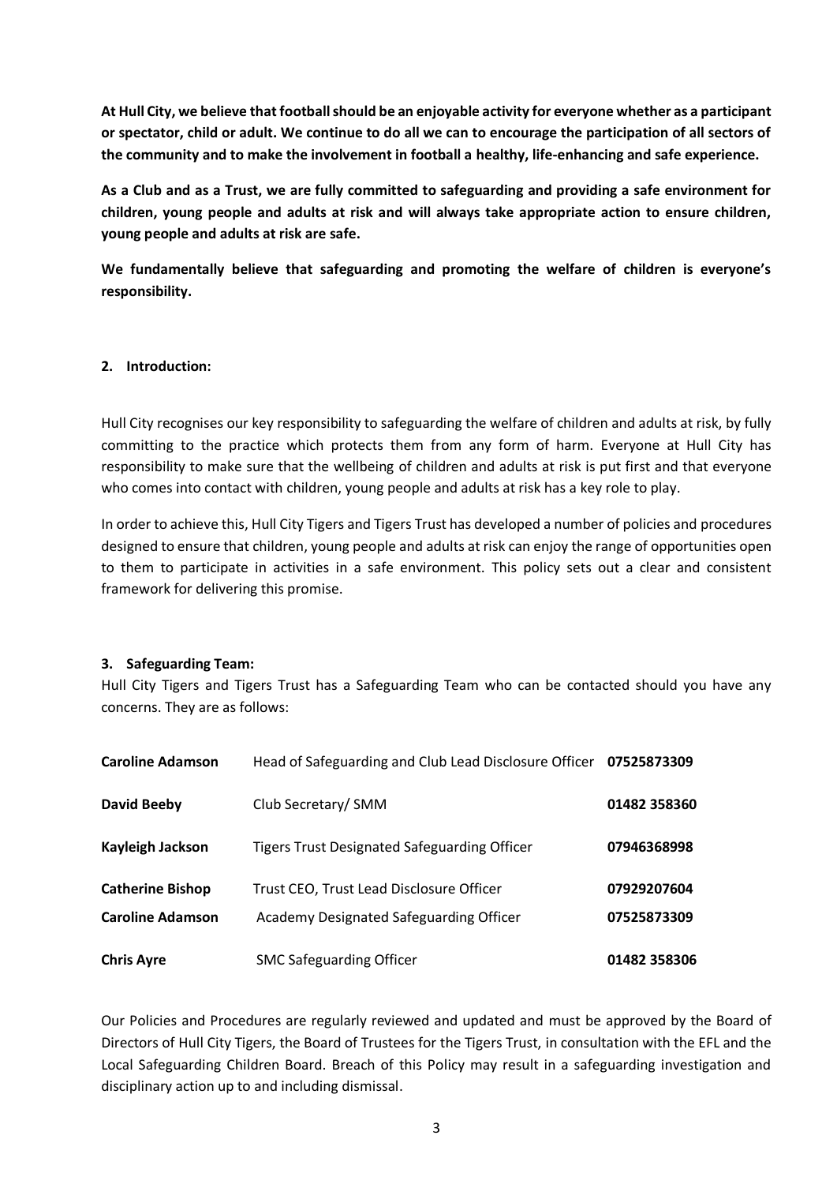**At Hull City, we believe that football should be an enjoyable activity for everyone whether as a participant or spectator, child or adult. We continue to do all we can to encourage the participation of all sectors of the community and to make the involvement in football a healthy, life-enhancing and safe experience.**

**As a Club and as a Trust, we are fully committed to safeguarding and providing a safe environment for children, young people and adults at risk and will always take appropriate action to ensure children, young people and adults at risk are safe.**

**We fundamentally believe that safeguarding and promoting the welfare of children is everyone's responsibility.**

## 2. Introduction:

Hull City recognises our key responsibility to safeguarding the welfare of children and adults at risk, by fully committing to the practice which protects them from any form of harm. Everyone at Hull City has responsibility to make sure that the wellbeing of children and adults at risk is put first and that everyone who comes into contact with children, young people and adults at risk has a key role to play.

In order to achieve this, Hull City Tigers and Tigers Trust has developed a number of policies and procedures designed to ensure that children, young people and adults at risk can enjoy the range of opportunities open to them to participate in activities in a safe environment. This policy sets out a clear and consistent framework for delivering this promise.

## 3. Safeguarding Team:

Hull City Tigers and Tigers Trust has a Safeguarding Team who can be contacted should you have any concerns. They are as follows:

| | | |
|---|---|---|
| **Caroline Adamson** | Head of Safeguarding and Club Lead Disclosure Officer | **07525873309** |
| **David Beeby** | Club Secretary/ SMM | **01482 358360** |
| **Kayleigh Jackson** | Tigers Trust Designated Safeguarding Officer | **07946368998** |
| **Catherine Bishop** | Trust CEO, Trust Lead Disclosure Officer | **07929207604** |
| **Caroline Adamson** | Academy Designated Safeguarding Officer | **07525873309** |
| **Chris Ayre** | SMC Safeguarding Officer | **01482 358306** |

Our Policies and Procedures are regularly reviewed and updated and must be approved by the Board of Directors of Hull City Tigers, the Board of Trustees for the Tigers Trust, in consultation with the EFL and the Local Safeguarding Children Board. Breach of this Policy may result in a safeguarding investigation and disciplinary action up to and including dismissal.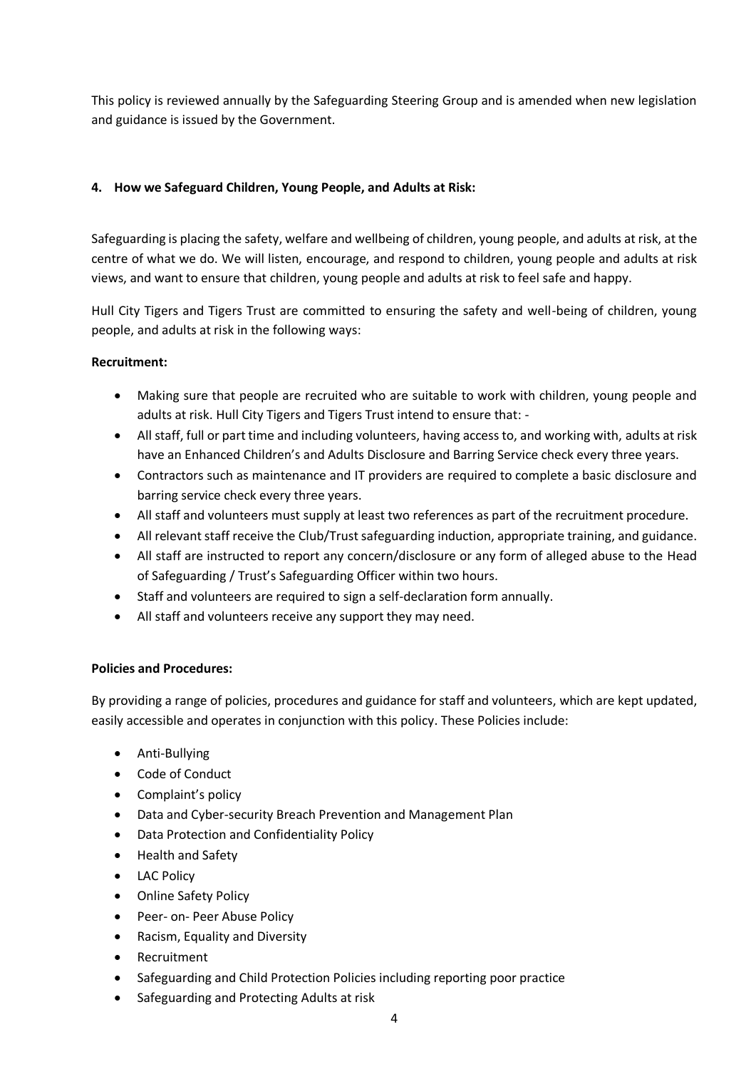This policy is reviewed annually by the Safeguarding Steering Group and is amended when new legislation and guidance is issued by the Government.

## 4. How we Safeguard Children, Young People, and Adults at Risk:

Safeguarding is placing the safety, welfare and wellbeing of children, young people, and adults at risk, at the centre of what we do. We will listen, encourage, and respond to children, young people and adults at risk views, and want to ensure that children, young people and adults at risk to feel safe and happy.

Hull City Tigers and Tigers Trust are committed to ensuring the safety and well-being of children, young people, and adults at risk in the following ways:

**Recruitment:**

- Making sure that people are recruited who are suitable to work with children, young people and adults at risk. Hull City Tigers and Tigers Trust intend to ensure that: -
- All staff, full or part time and including volunteers, having access to, and working with, adults at risk have an Enhanced Children's and Adults Disclosure and Barring Service check every three years.
- Contractors such as maintenance and IT providers are required to complete a basic disclosure and barring service check every three years.
- All staff and volunteers must supply at least two references as part of the recruitment procedure.
- All relevant staff receive the Club/Trust safeguarding induction, appropriate training, and guidance.
- All staff are instructed to report any concern/disclosure or any form of alleged abuse to the Head of Safeguarding / Trust's Safeguarding Officer within two hours.
- Staff and volunteers are required to sign a self-declaration form annually.
- All staff and volunteers receive any support they may need.

**Policies and Procedures:**

By providing a range of policies, procedures and guidance for staff and volunteers, which are kept updated, easily accessible and operates in conjunction with this policy. These Policies include:

- Anti-Bullying
- Code of Conduct
- Complaint's policy
- Data and Cyber-security Breach Prevention and Management Plan
- Data Protection and Confidentiality Policy
- Health and Safety
- LAC Policy
- Online Safety Policy
- Peer- on- Peer Abuse Policy
- Racism, Equality and Diversity
- Recruitment
- Safeguarding and Child Protection Policies including reporting poor practice
- Safeguarding and Protecting Adults at risk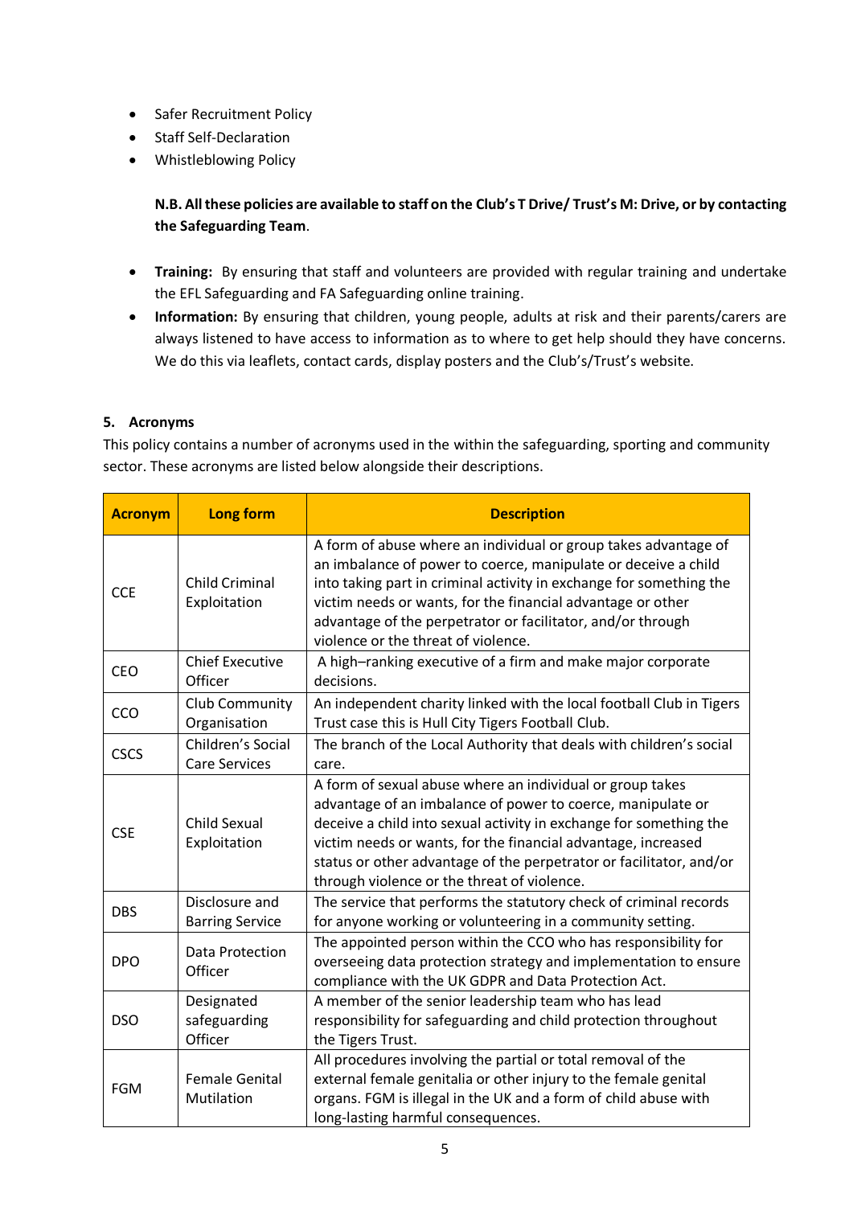- Safer Recruitment Policy
- Staff Self-Declaration
- Whistleblowing Policy

  **N.B. All these policies are available to staff on the Club's T Drive/ Trust's M: Drive, or by contacting the Safeguarding Team**.

- **Training:** By ensuring that staff and volunteers are provided with regular training and undertake the EFL Safeguarding and FA Safeguarding online training.
- **Information:** By ensuring that children, young people, adults at risk and their parents/carers are always listened to have access to information as to where to get help should they have concerns. We do this via leaflets, contact cards, display posters and the Club's/Trust's website.

## 5. Acronyms

This policy contains a number of acronyms used in the within the safeguarding, sporting and community sector. These acronyms are listed below alongside their descriptions.

| Acronym | Long form | Description |
|---|---|---|
| CCE | Child Criminal Exploitation | A form of abuse where an individual or group takes advantage of an imbalance of power to coerce, manipulate or deceive a child into taking part in criminal activity in exchange for something the victim needs or wants, for the financial advantage or other advantage of the perpetrator or facilitator, and/or through violence or the threat of violence. |
| CEO | Chief Executive Officer | A high–ranking executive of a firm and make major corporate decisions. |
| CCO | Club Community Organisation | An independent charity linked with the local football Club in Tigers Trust case this is Hull City Tigers Football Club. |
| CSCS | Children's Social Care Services | The branch of the Local Authority that deals with children's social care. |
| CSE | Child Sexual Exploitation | A form of sexual abuse where an individual or group takes advantage of an imbalance of power to coerce, manipulate or deceive a child into sexual activity in exchange for something the victim needs or wants, for the financial advantage, increased status or other advantage of the perpetrator or facilitator, and/or through violence or the threat of violence. |
| DBS | Disclosure and Barring Service | The service that performs the statutory check of criminal records for anyone working or volunteering in a community setting. |
| DPO | Data Protection Officer | The appointed person within the CCO who has responsibility for overseeing data protection strategy and implementation to ensure compliance with the UK GDPR and Data Protection Act. |
| DSO | Designated safeguarding Officer | A member of the senior leadership team who has lead responsibility for safeguarding and child protection throughout the Tigers Trust. |
| FGM | Female Genital Mutilation | All procedures involving the partial or total removal of the external female genitalia or other injury to the female genital organs. FGM is illegal in the UK and a form of child abuse with long-lasting harmful consequences. |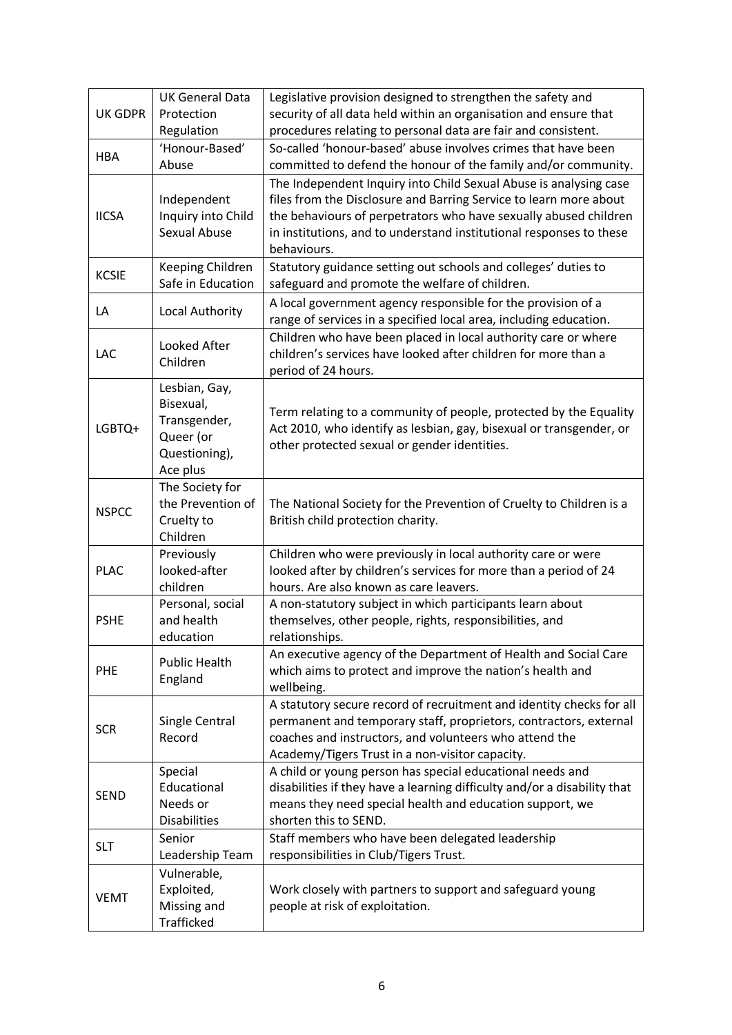| UK GDPR | UK General Data Protection Regulation | Legislative provision designed to strengthen the safety and security of all data held within an organisation and ensure that procedures relating to personal data are fair and consistent. |
|---|---|---|
| HBA | 'Honour-Based' Abuse | So-called 'honour-based' abuse involves crimes that have been committed to defend the honour of the family and/or community. |
| IICSA | Independent Inquiry into Child Sexual Abuse | The Independent Inquiry into Child Sexual Abuse is analysing case files from the Disclosure and Barring Service to learn more about the behaviours of perpetrators who have sexually abused children in institutions, and to understand institutional responses to these behaviours. |
| KCSIE | Keeping Children Safe in Education | Statutory guidance setting out schools and colleges' duties to safeguard and promote the welfare of children. |
| LA | Local Authority | A local government agency responsible for the provision of a range of services in a specified local area, including education. |
| LAC | Looked After Children | Children who have been placed in local authority care or where children's services have looked after children for more than a period of 24 hours. |
| LGBTQ+ | Lesbian, Gay, Bisexual, Transgender, Queer (or Questioning), Ace plus | Term relating to a community of people, protected by the Equality Act 2010, who identify as lesbian, gay, bisexual or transgender, or other protected sexual or gender identities. |
| NSPCC | The Society for the Prevention of Cruelty to Children | The National Society for the Prevention of Cruelty to Children is a British child protection charity. |
| PLAC | Previously looked-after children | Children who were previously in local authority care or were looked after by children's services for more than a period of 24 hours. Are also known as care leavers. |
| PSHE | Personal, social and health education | A non-statutory subject in which participants learn about themselves, other people, rights, responsibilities, and relationships. |
| PHE | Public Health England | An executive agency of the Department of Health and Social Care which aims to protect and improve the nation's health and wellbeing. |
| SCR | Single Central Record | A statutory secure record of recruitment and identity checks for all permanent and temporary staff, proprietors, contractors, external coaches and instructors, and volunteers who attend the Academy/Tigers Trust in a non-visitor capacity. |
| SEND | Special Educational Needs or Disabilities | A child or young person has special educational needs and disabilities if they have a learning difficulty and/or a disability that means they need special health and education support, we shorten this to SEND. |
| SLT | Senior Leadership Team | Staff members who have been delegated leadership responsibilities in Club/Tigers Trust. |
| VEMT | Vulnerable, Exploited, Missing and Trafficked | Work closely with partners to support and safeguard young people at risk of exploitation. |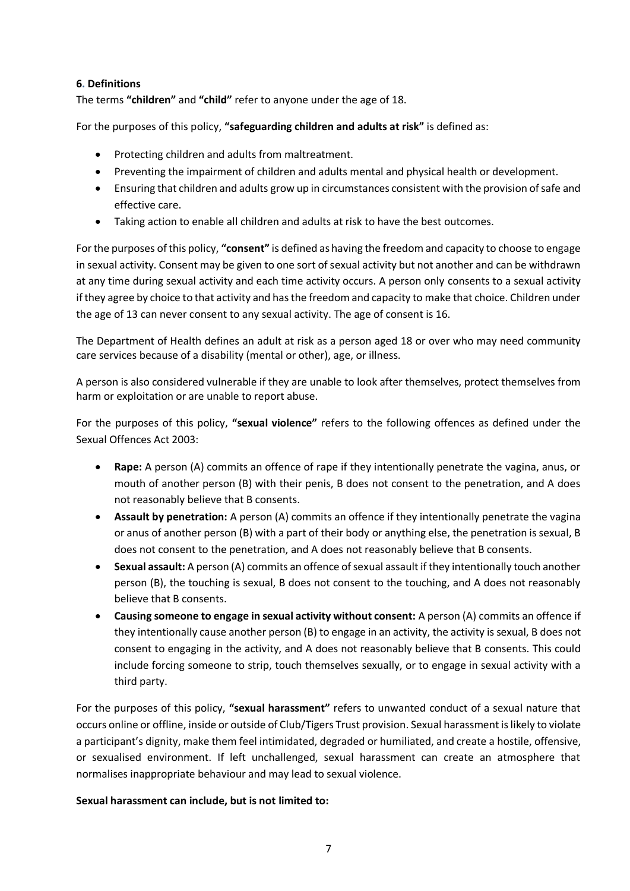**6**. **Definitions**

The terms **"children"** and **"child"** refer to anyone under the age of 18.

For the purposes of this policy, **"safeguarding children and adults at risk"** is defined as:

- Protecting children and adults from maltreatment.
- Preventing the impairment of children and adults mental and physical health or development.
- Ensuring that children and adults grow up in circumstances consistent with the provision of safe and effective care.
- Taking action to enable all children and adults at risk to have the best outcomes.

For the purposes of this policy, **"consent"** is defined as having the freedom and capacity to choose to engage in sexual activity. Consent may be given to one sort of sexual activity but not another and can be withdrawn at any time during sexual activity and each time activity occurs. A person only consents to a sexual activity if they agree by choice to that activity and has the freedom and capacity to make that choice. Children under the age of 13 can never consent to any sexual activity. The age of consent is 16.

The Department of Health defines an adult at risk as a person aged 18 or over who may need community care services because of a disability (mental or other), age, or illness.

A person is also considered vulnerable if they are unable to look after themselves, protect themselves from harm or exploitation or are unable to report abuse.

For the purposes of this policy, **"sexual violence"** refers to the following offences as defined under the Sexual Offences Act 2003:

- **Rape:** A person (A) commits an offence of rape if they intentionally penetrate the vagina, anus, or mouth of another person (B) with their penis, B does not consent to the penetration, and A does not reasonably believe that B consents.
- **Assault by penetration:** A person (A) commits an offence if they intentionally penetrate the vagina or anus of another person (B) with a part of their body or anything else, the penetration is sexual, B does not consent to the penetration, and A does not reasonably believe that B consents.
- **Sexual assault:** A person (A) commits an offence of sexual assault if they intentionally touch another person (B), the touching is sexual, B does not consent to the touching, and A does not reasonably believe that B consents.
- **Causing someone to engage in sexual activity without consent:** A person (A) commits an offence if they intentionally cause another person (B) to engage in an activity, the activity is sexual, B does not consent to engaging in the activity, and A does not reasonably believe that B consents. This could include forcing someone to strip, touch themselves sexually, or to engage in sexual activity with a third party.

For the purposes of this policy, **"sexual harassment"** refers to unwanted conduct of a sexual nature that occurs online or offline, inside or outside of Club/Tigers Trust provision. Sexual harassment is likely to violate a participant's dignity, make them feel intimidated, degraded or humiliated, and create a hostile, offensive, or sexualised environment. If left unchallenged, sexual harassment can create an atmosphere that normalises inappropriate behaviour and may lead to sexual violence.

**Sexual harassment can include, but is not limited to:**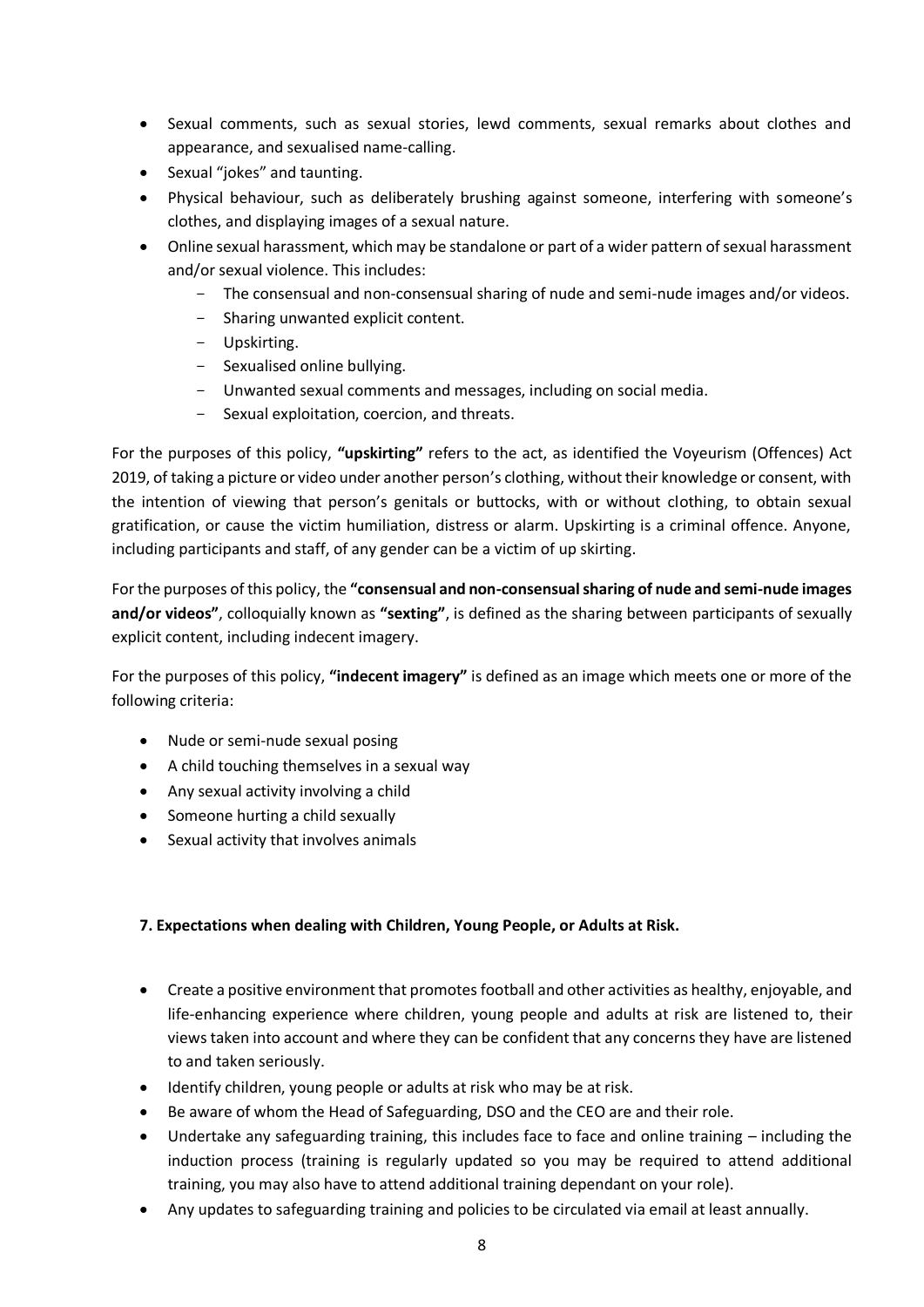- Sexual comments, such as sexual stories, lewd comments, sexual remarks about clothes and appearance, and sexualised name-calling.
- Sexual "jokes" and taunting.
- Physical behaviour, such as deliberately brushing against someone, interfering with someone's clothes, and displaying images of a sexual nature.
- Online sexual harassment, which may be standalone or part of a wider pattern of sexual harassment and/or sexual violence. This includes:
  - The consensual and non-consensual sharing of nude and semi-nude images and/or videos.
  - Sharing unwanted explicit content.
  - Upskirting.
  - Sexualised online bullying.
  - Unwanted sexual comments and messages, including on social media.
  - Sexual exploitation, coercion, and threats.

For the purposes of this policy, **"upskirting"** refers to the act, as identified the Voyeurism (Offences) Act 2019, of taking a picture or video under another person's clothing, without their knowledge or consent, with the intention of viewing that person's genitals or buttocks, with or without clothing, to obtain sexual gratification, or cause the victim humiliation, distress or alarm. Upskirting is a criminal offence. Anyone, including participants and staff, of any gender can be a victim of up skirting.

For the purposes of this policy, the **"consensual and non-consensual sharing of nude and semi-nude images and/or videos"**, colloquially known as **"sexting"**, is defined as the sharing between participants of sexually explicit content, including indecent imagery.

For the purposes of this policy, **"indecent imagery"** is defined as an image which meets one or more of the following criteria:

- Nude or semi-nude sexual posing
- A child touching themselves in a sexual way
- Any sexual activity involving a child
- Someone hurting a child sexually
- Sexual activity that involves animals

**7. Expectations when dealing with Children, Young People, or Adults at Risk.**

- Create a positive environment that promotes football and other activities as healthy, enjoyable, and life-enhancing experience where children, young people and adults at risk are listened to, their views taken into account and where they can be confident that any concerns they have are listened to and taken seriously.
- Identify children, young people or adults at risk who may be at risk.
- Be aware of whom the Head of Safeguarding, DSO and the CEO are and their role.
- Undertake any safeguarding training, this includes face to face and online training – including the induction process (training is regularly updated so you may be required to attend additional training, you may also have to attend additional training dependant on your role).
- Any updates to safeguarding training and policies to be circulated via email at least annually.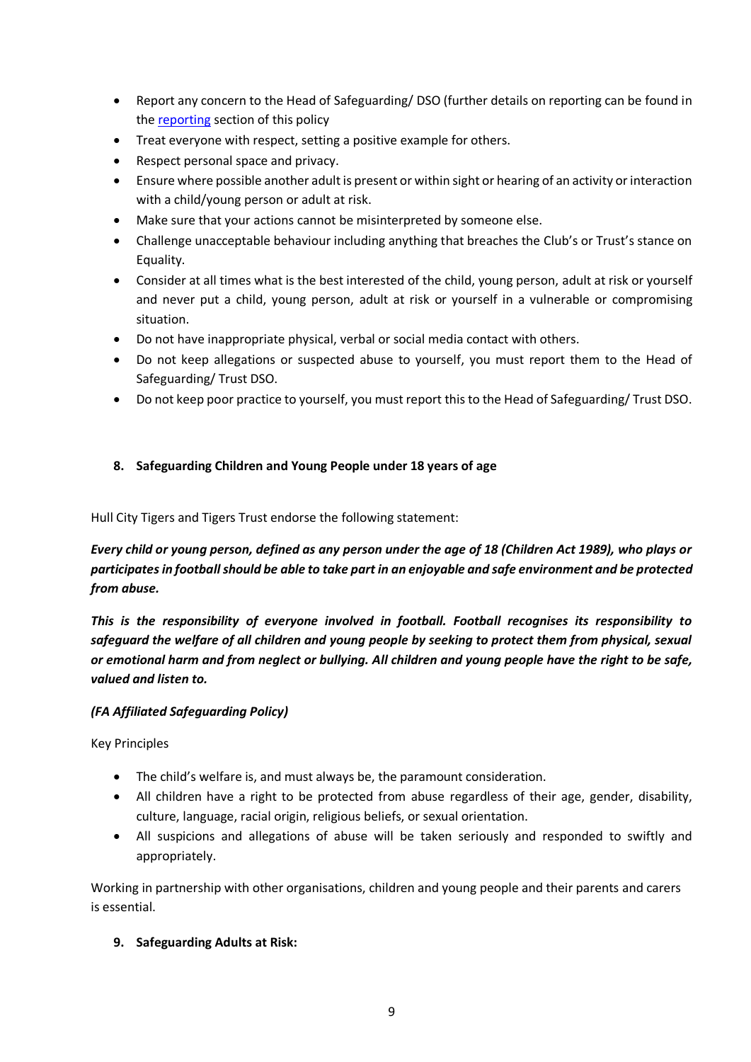- Report any concern to the Head of Safeguarding/ DSO (further details on reporting can be found in the reporting section of this policy
- Treat everyone with respect, setting a positive example for others.
- Respect personal space and privacy.
- Ensure where possible another adult is present or within sight or hearing of an activity or interaction with a child/young person or adult at risk.
- Make sure that your actions cannot be misinterpreted by someone else.
- Challenge unacceptable behaviour including anything that breaches the Club's or Trust's stance on Equality.
- Consider at all times what is the best interested of the child, young person, adult at risk or yourself and never put a child, young person, adult at risk or yourself in a vulnerable or compromising situation.
- Do not have inappropriate physical, verbal or social media contact with others.
- Do not keep allegations or suspected abuse to yourself, you must report them to the Head of Safeguarding/ Trust DSO.
- Do not keep poor practice to yourself, you must report this to the Head of Safeguarding/ Trust DSO.

## 8. Safeguarding Children and Young People under 18 years of age

Hull City Tigers and Tigers Trust endorse the following statement:

***Every child or young person, defined as any person under the age of 18 (Children Act 1989), who plays or participates in football should be able to take part in an enjoyable and safe environment and be protected from abuse.***

***This is the responsibility of everyone involved in football. Football recognises its responsibility to safeguard the welfare of all children and young people by seeking to protect them from physical, sexual or emotional harm and from neglect or bullying. All children and young people have the right to be safe, valued and listen to.***

***(FA Affiliated Safeguarding Policy)***

Key Principles

- The child's welfare is, and must always be, the paramount consideration.
- All children have a right to be protected from abuse regardless of their age, gender, disability, culture, language, racial origin, religious beliefs, or sexual orientation.
- All suspicions and allegations of abuse will be taken seriously and responded to swiftly and appropriately.

Working in partnership with other organisations, children and young people and their parents and carers is essential.

## 9. Safeguarding Adults at Risk: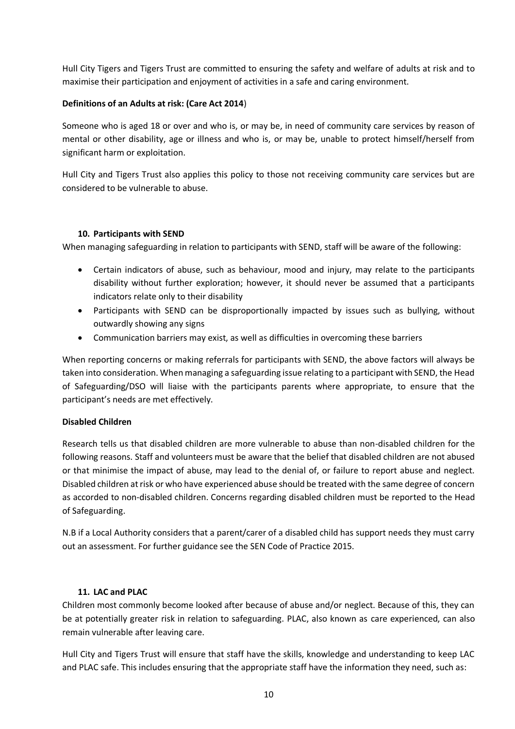Hull City Tigers and Tigers Trust are committed to ensuring the safety and welfare of adults at risk and to maximise their participation and enjoyment of activities in a safe and caring environment.

**Definitions of an Adults at risk: (Care Act 2014**)

Someone who is aged 18 or over and who is, or may be, in need of community care services by reason of mental or other disability, age or illness and who is, or may be, unable to protect himself/herself from significant harm or exploitation.

Hull City and Tigers Trust also applies this policy to those not receiving community care services but are considered to be vulnerable to abuse.

### 10. Participants with SEND

When managing safeguarding in relation to participants with SEND, staff will be aware of the following:

- Certain indicators of abuse, such as behaviour, mood and injury, may relate to the participants disability without further exploration; however, it should never be assumed that a participants indicators relate only to their disability
- Participants with SEND can be disproportionally impacted by issues such as bullying, without outwardly showing any signs
- Communication barriers may exist, as well as difficulties in overcoming these barriers

When reporting concerns or making referrals for participants with SEND, the above factors will always be taken into consideration. When managing a safeguarding issue relating to a participant with SEND, the Head of Safeguarding/DSO will liaise with the participants parents where appropriate, to ensure that the participant's needs are met effectively.

**Disabled Children**

Research tells us that disabled children are more vulnerable to abuse than non-disabled children for the following reasons. Staff and volunteers must be aware that the belief that disabled children are not abused or that minimise the impact of abuse, may lead to the denial of, or failure to report abuse and neglect. Disabled children at risk or who have experienced abuse should be treated with the same degree of concern as accorded to non-disabled children. Concerns regarding disabled children must be reported to the Head of Safeguarding.

N.B if a Local Authority considers that a parent/carer of a disabled child has support needs they must carry out an assessment. For further guidance see the SEN Code of Practice 2015.

### 11. LAC and PLAC

Children most commonly become looked after because of abuse and/or neglect. Because of this, they can be at potentially greater risk in relation to safeguarding. PLAC, also known as care experienced, can also remain vulnerable after leaving care.

Hull City and Tigers Trust will ensure that staff have the skills, knowledge and understanding to keep LAC and PLAC safe. This includes ensuring that the appropriate staff have the information they need, such as: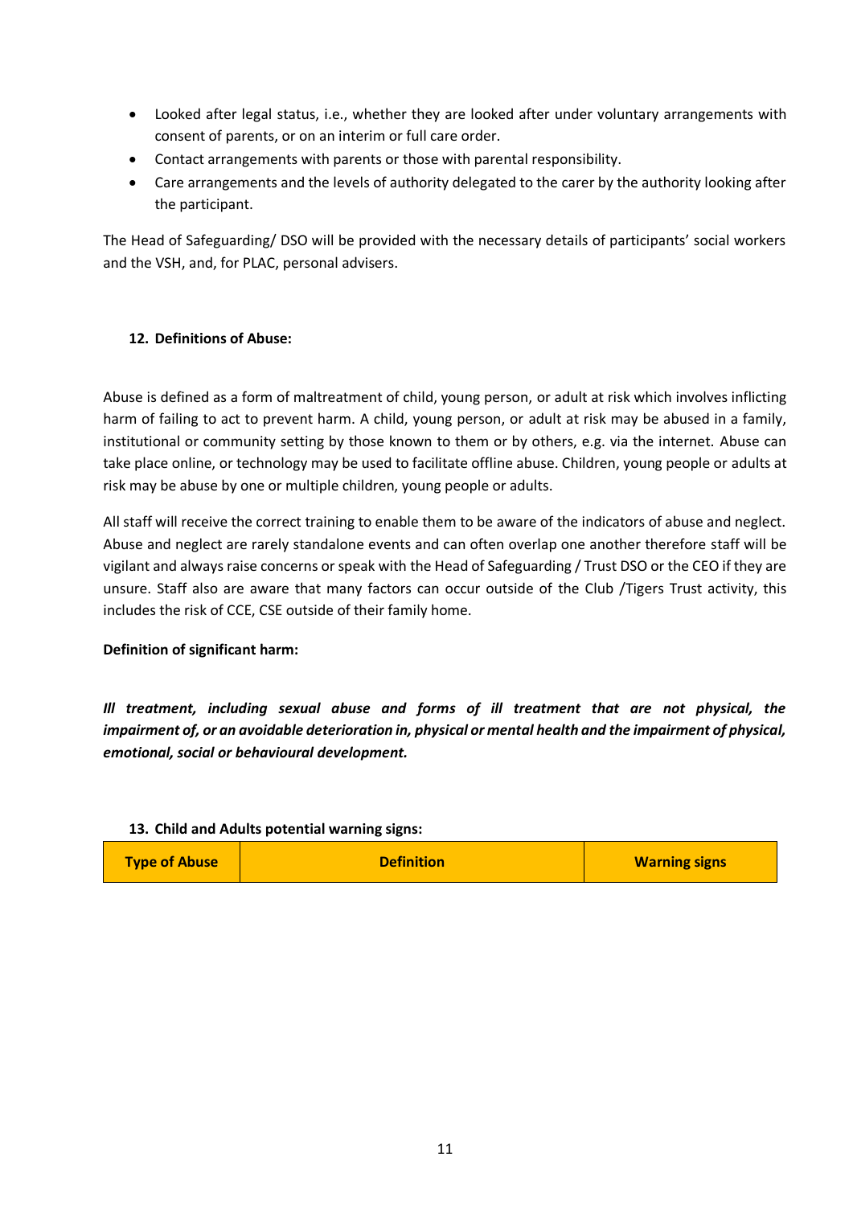- Looked after legal status, i.e., whether they are looked after under voluntary arrangements with consent of parents, or on an interim or full care order.
- Contact arrangements with parents or those with parental responsibility.
- Care arrangements and the levels of authority delegated to the carer by the authority looking after the participant.

The Head of Safeguarding/ DSO will be provided with the necessary details of participants' social workers and the VSH, and, for PLAC, personal advisers.

## 12. Definitions of Abuse:

Abuse is defined as a form of maltreatment of child, young person, or adult at risk which involves inflicting harm of failing to act to prevent harm. A child, young person, or adult at risk may be abused in a family, institutional or community setting by those known to them or by others, e.g. via the internet. Abuse can take place online, or technology may be used to facilitate offline abuse. Children, young people or adults at risk may be abuse by one or multiple children, young people or adults.

All staff will receive the correct training to enable them to be aware of the indicators of abuse and neglect. Abuse and neglect are rarely standalone events and can often overlap one another therefore staff will be vigilant and always raise concerns or speak with the Head of Safeguarding / Trust DSO or the CEO if they are unsure. Staff also are aware that many factors can occur outside of the Club /Tigers Trust activity, this includes the risk of CCE, CSE outside of their family home.

**Definition of significant harm:**

***Ill treatment, including sexual abuse and forms of ill treatment that are not physical, the impairment of, or an avoidable deterioration in, physical or mental health and the impairment of physical, emotional, social or behavioural development.***

## 13. Child and Adults potential warning signs:

| Type of Abuse | Definition | Warning signs |
|---|---|---|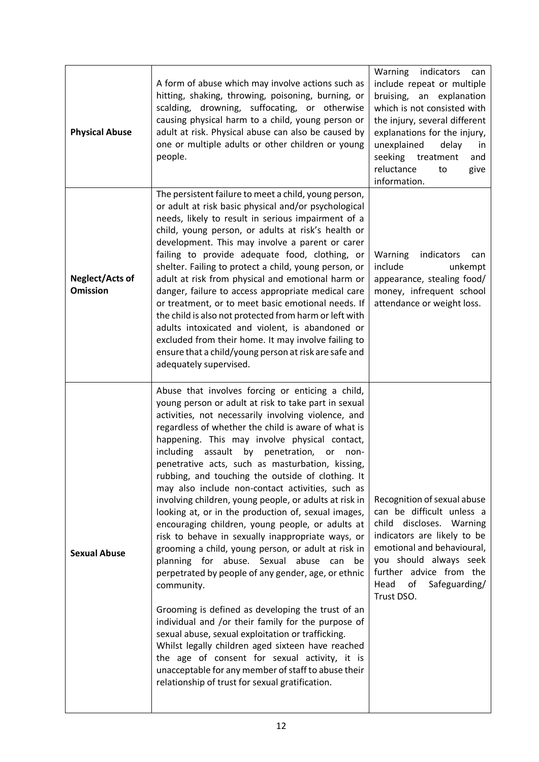| | | |
|---|---|---|
| **Physical Abuse** | A form of abuse which may involve actions such as hitting, shaking, throwing, poisoning, burning, or scalding, drowning, suffocating, or otherwise causing physical harm to a child, young person or adult at risk. Physical abuse can also be caused by one or multiple adults or other children or young people. | Warning indicators can include repeat or multiple bruising, an explanation which is not consisted with the injury, several different explanations for the injury, unexplained delay in seeking treatment and reluctance to give information. |
| **Neglect/Acts of Omission** | The persistent failure to meet a child, young person, or adult at risk basic physical and/or psychological needs, likely to result in serious impairment of a child, young person, or adults at risk's health or development. This may involve a parent or carer failing to provide adequate food, clothing, or shelter. Failing to protect a child, young person, or adult at risk from physical and emotional harm or danger, failure to access appropriate medical care or treatment, or to meet basic emotional needs. If the child is also not protected from harm or left with adults intoxicated and violent, is abandoned or excluded from their home. It may involve failing to ensure that a child/young person at risk are safe and adequately supervised. | Warning indicators can include unkempt appearance, stealing food/ money, infrequent school attendance or weight loss. |
| **Sexual Abuse** | Abuse that involves forcing or enticing a child, young person or adult at risk to take part in sexual activities, not necessarily involving violence, and regardless of whether the child is aware of what is happening. This may involve physical contact, including assault by penetration, or non-penetrative acts, such as masturbation, kissing, rubbing, and touching the outside of clothing. It may also include non-contact activities, such as involving children, young people, or adults at risk in looking at, or in the production of, sexual images, encouraging children, young people, or adults at risk to behave in sexually inappropriate ways, or grooming a child, young person, or adult at risk in planning for abuse. Sexual abuse can be perpetrated by people of any gender, age, or ethnic community.<br><br>Grooming is defined as developing the trust of an individual and /or their family for the purpose of sexual abuse, sexual exploitation or trafficking.<br>Whilst legally children aged sixteen have reached the age of consent for sexual activity, it is unacceptable for any member of staff to abuse their relationship of trust for sexual gratification. | Recognition of sexual abuse can be difficult unless a child discloses. Warning indicators are likely to be emotional and behavioural, you should always seek further advice from the Head of Safeguarding/ Trust DSO. |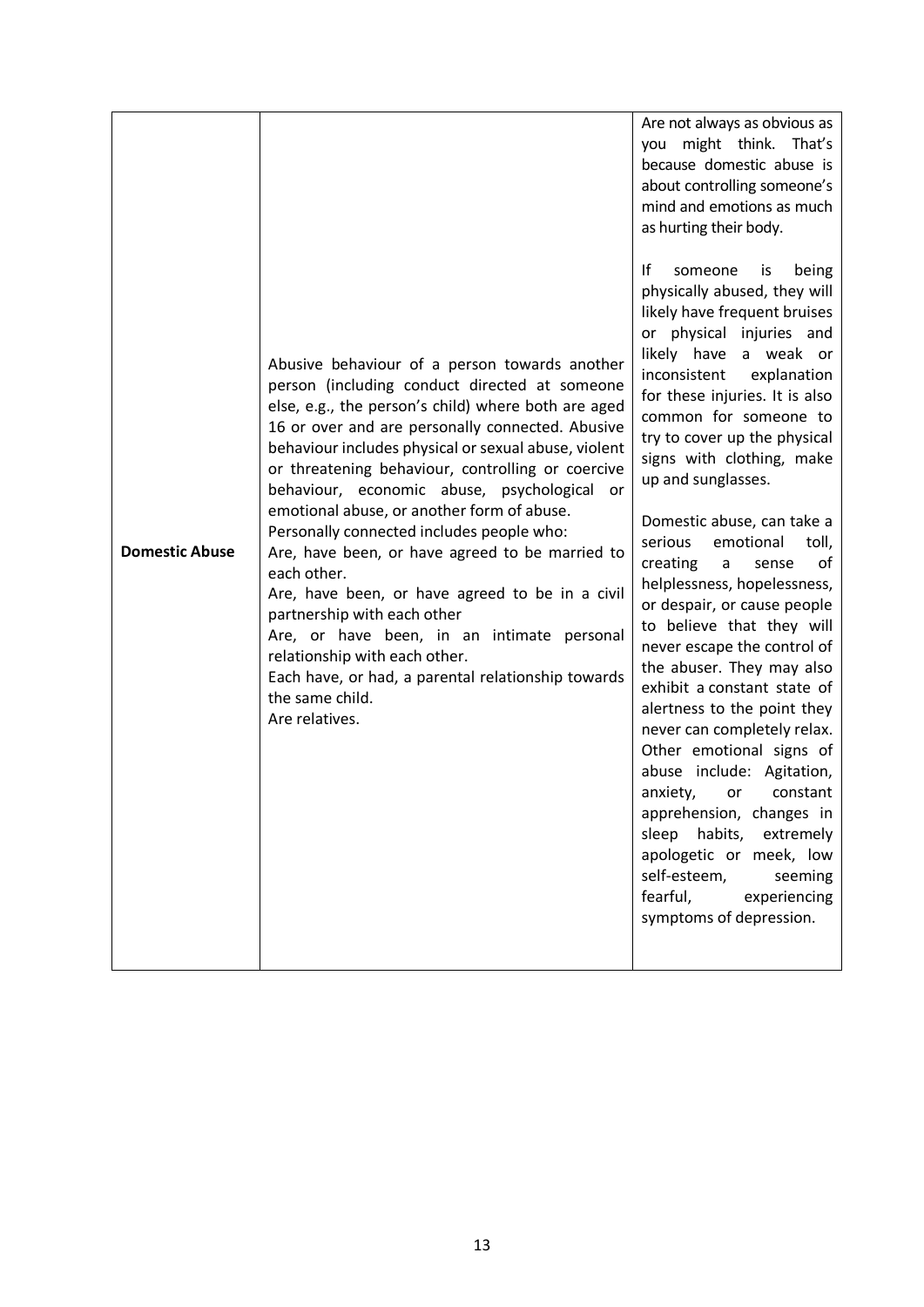| | | |
|---|---|---|
| **Domestic Abuse** | Abusive behaviour of a person towards another person (including conduct directed at someone else, e.g., the person's child) where both are aged 16 or over and are personally connected. Abusive behaviour includes physical or sexual abuse, violent or threatening behaviour, controlling or coercive behaviour, economic abuse, psychological or emotional abuse, or another form of abuse.<br>Personally connected includes people who:<br>Are, have been, or have agreed to be married to each other.<br>Are, have been, or have agreed to be in a civil partnership with each other<br>Are, or have been, in an intimate personal relationship with each other.<br>Each have, or had, a parental relationship towards the same child.<br>Are relatives. | Are not always as obvious as you might think. That's because domestic abuse is about controlling someone's mind and emotions as much as hurting their body.<br><br>If someone is being physically abused, they will likely have frequent bruises or physical injuries and likely have a weak or inconsistent explanation for these injuries. It is also common for someone to try to cover up the physical signs with clothing, make up and sunglasses.<br><br>Domestic abuse, can take a serious emotional toll, creating a sense of helplessness, hopelessness, or despair, or cause people to believe that they will never escape the control of the abuser. They may also exhibit a constant state of alertness to the point they never can completely relax. Other emotional signs of abuse include: Agitation, anxiety, or constant apprehension, changes in sleep habits, extremely apologetic or meek, low self-esteem, seeming fearful, experiencing symptoms of depression. |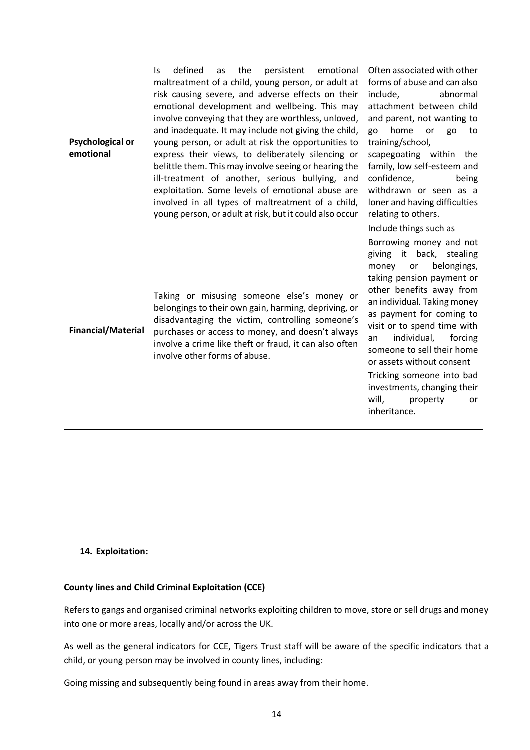| | | |
|---|---|---|
| **Psychological or emotional** | Is defined as the persistent emotional maltreatment of a child, young person, or adult at risk causing severe, and adverse effects on their emotional development and wellbeing. This may involve conveying that they are worthless, unloved, and inadequate. It may include not giving the child, young person, or adult at risk the opportunities to express their views, to deliberately silencing or belittle them. This may involve seeing or hearing the ill-treatment of another, serious bullying, and exploitation. Some levels of emotional abuse are involved in all types of maltreatment of a child, young person, or adult at risk, but it could also occur | Often associated with other forms of abuse and can also include, abnormal attachment between child and parent, not wanting to go home or go to training/school, scapegoating within the family, low self-esteem and confidence, being withdrawn or seen as a loner and having difficulties relating to others. |
| **Financial/Material** | Taking or misusing someone else's money or belongings to their own gain, harming, depriving, or disadvantaging the victim, controlling someone's purchases or access to money, and doesn't always involve a crime like theft or fraud, it can also often involve other forms of abuse. | Include things such as<br>Borrowing money and not giving it back, stealing money or belongings, taking pension payment or other benefits away from an individual. Taking money as payment for coming to visit or to spend time with an individual, forcing someone to sell their home or assets without consent<br>Tricking someone into bad investments, changing their will, property or inheritance. |

**14. Exploitation:**

**County lines and Child Criminal Exploitation (CCE)**

Refers to gangs and organised criminal networks exploiting children to move, store or sell drugs and money into one or more areas, locally and/or across the UK.

As well as the general indicators for CCE, Tigers Trust staff will be aware of the specific indicators that a child, or young person may be involved in county lines, including:

Going missing and subsequently being found in areas away from their home.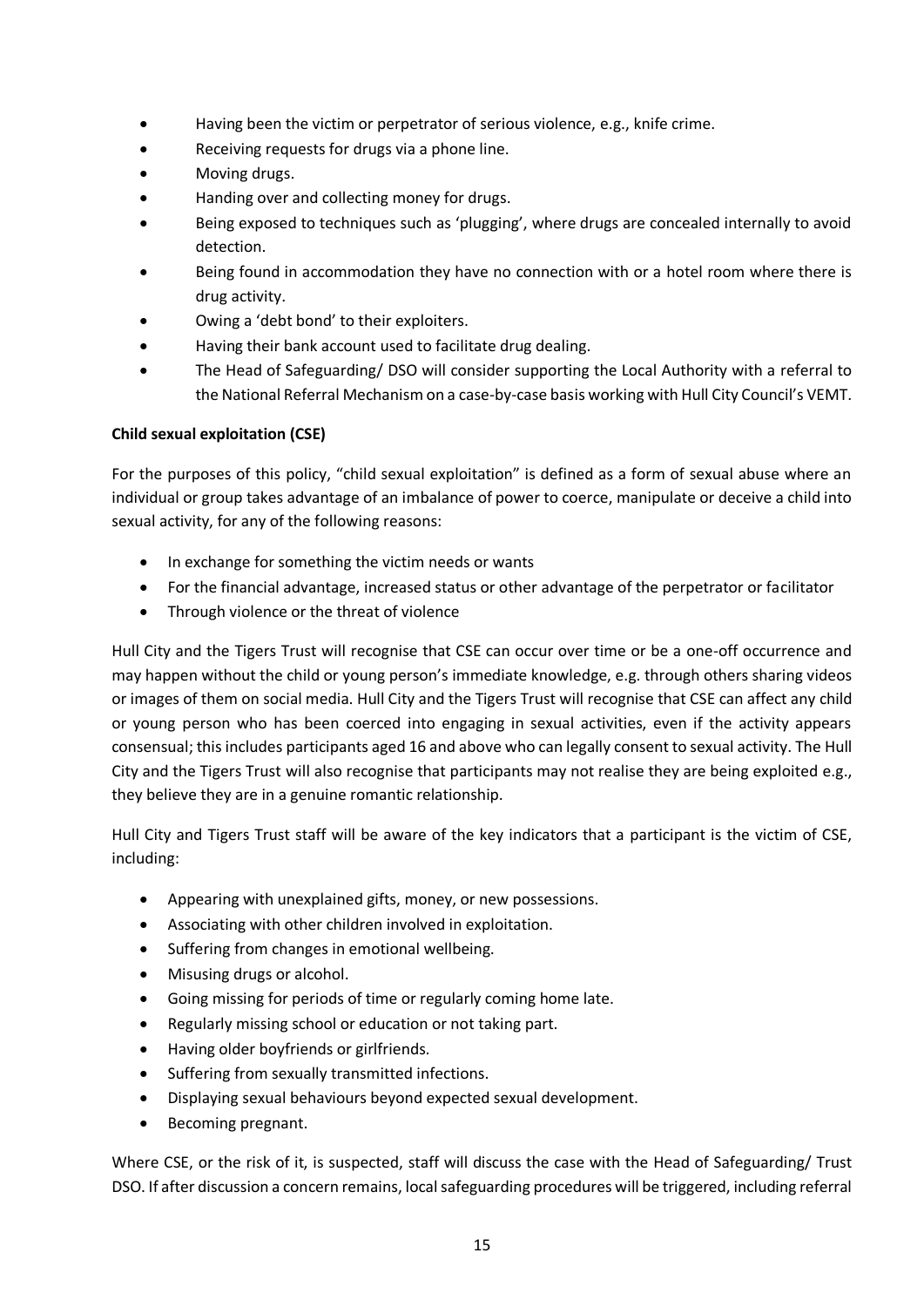- Having been the victim or perpetrator of serious violence, e.g., knife crime.
- Receiving requests for drugs via a phone line.
- Moving drugs.
- Handing over and collecting money for drugs.
- Being exposed to techniques such as 'plugging', where drugs are concealed internally to avoid detection.
- Being found in accommodation they have no connection with or a hotel room where there is drug activity.
- Owing a 'debt bond' to their exploiters.
- Having their bank account used to facilitate drug dealing.
- The Head of Safeguarding/ DSO will consider supporting the Local Authority with a referral to the National Referral Mechanism on a case-by-case basis working with Hull City Council's VEMT.

**Child sexual exploitation (CSE)**

For the purposes of this policy, "child sexual exploitation" is defined as a form of sexual abuse where an individual or group takes advantage of an imbalance of power to coerce, manipulate or deceive a child into sexual activity, for any of the following reasons:

- In exchange for something the victim needs or wants
- For the financial advantage, increased status or other advantage of the perpetrator or facilitator
- Through violence or the threat of violence

Hull City and the Tigers Trust will recognise that CSE can occur over time or be a one-off occurrence and may happen without the child or young person's immediate knowledge, e.g. through others sharing videos or images of them on social media. Hull City and the Tigers Trust will recognise that CSE can affect any child or young person who has been coerced into engaging in sexual activities, even if the activity appears consensual; this includes participants aged 16 and above who can legally consent to sexual activity. The Hull City and the Tigers Trust will also recognise that participants may not realise they are being exploited e.g., they believe they are in a genuine romantic relationship.

Hull City and Tigers Trust staff will be aware of the key indicators that a participant is the victim of CSE, including:

- Appearing with unexplained gifts, money, or new possessions.
- Associating with other children involved in exploitation.
- Suffering from changes in emotional wellbeing.
- Misusing drugs or alcohol.
- Going missing for periods of time or regularly coming home late.
- Regularly missing school or education or not taking part.
- Having older boyfriends or girlfriends.
- Suffering from sexually transmitted infections.
- Displaying sexual behaviours beyond expected sexual development.
- Becoming pregnant.

Where CSE, or the risk of it, is suspected, staff will discuss the case with the Head of Safeguarding/ Trust DSO. If after discussion a concern remains, local safeguarding procedures will be triggered, including referral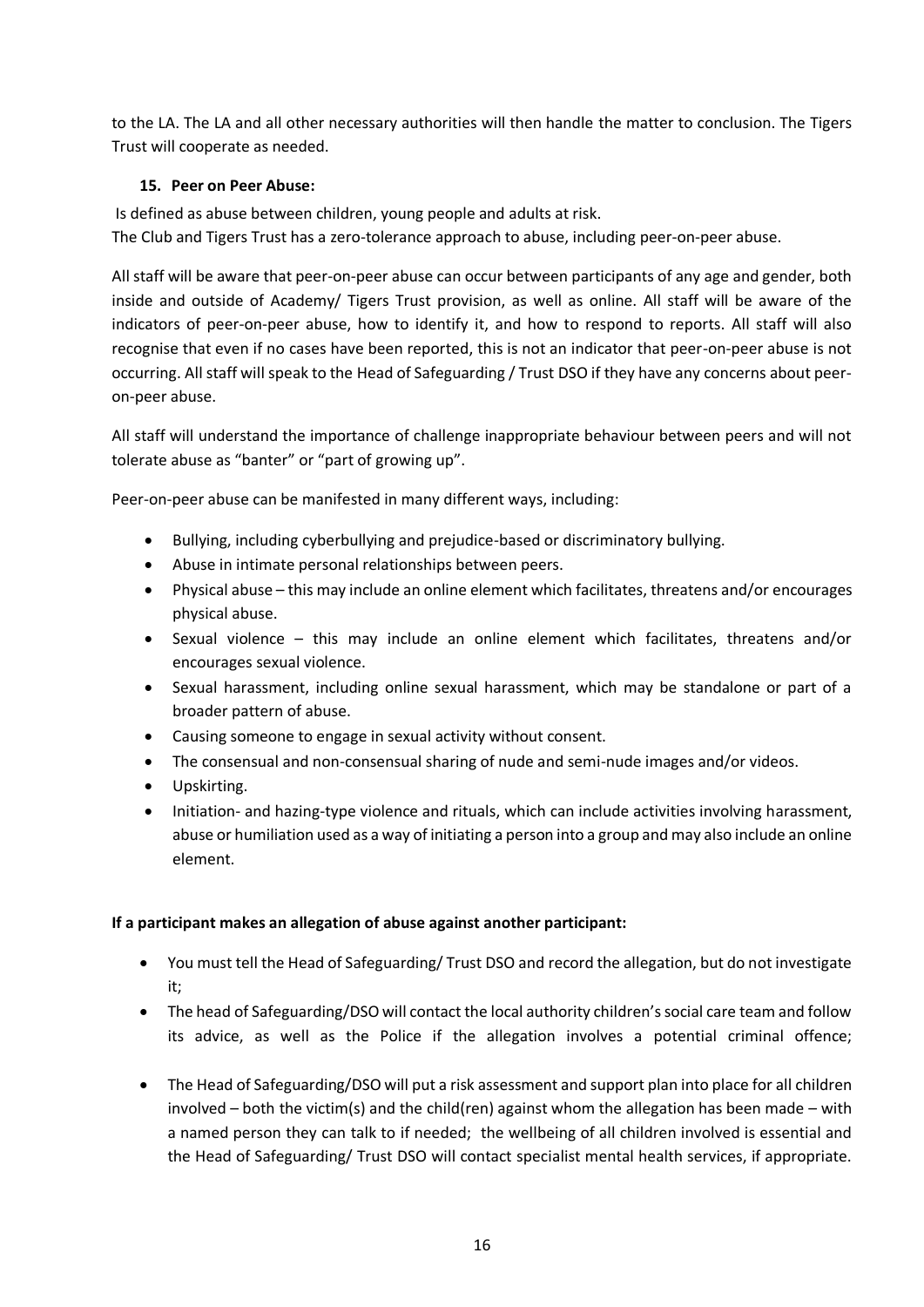to the LA. The LA and all other necessary authorities will then handle the matter to conclusion. The Tigers Trust will cooperate as needed.

### 15. Peer on Peer Abuse:

Is defined as abuse between children, young people and adults at risk.
The Club and Tigers Trust has a zero-tolerance approach to abuse, including peer-on-peer abuse.

All staff will be aware that peer-on-peer abuse can occur between participants of any age and gender, both inside and outside of Academy/ Tigers Trust provision, as well as online. All staff will be aware of the indicators of peer-on-peer abuse, how to identify it, and how to respond to reports. All staff will also recognise that even if no cases have been reported, this is not an indicator that peer-on-peer abuse is not occurring. All staff will speak to the Head of Safeguarding / Trust DSO if they have any concerns about peer-on-peer abuse.

All staff will understand the importance of challenge inappropriate behaviour between peers and will not tolerate abuse as "banter" or "part of growing up".

Peer-on-peer abuse can be manifested in many different ways, including:

- Bullying, including cyberbullying and prejudice-based or discriminatory bullying.
- Abuse in intimate personal relationships between peers.
- Physical abuse – this may include an online element which facilitates, threatens and/or encourages physical abuse.
- Sexual violence – this may include an online element which facilitates, threatens and/or encourages sexual violence.
- Sexual harassment, including online sexual harassment, which may be standalone or part of a broader pattern of abuse.
- Causing someone to engage in sexual activity without consent.
- The consensual and non-consensual sharing of nude and semi-nude images and/or videos.
- Upskirting.
- Initiation- and hazing-type violence and rituals, which can include activities involving harassment, abuse or humiliation used as a way of initiating a person into a group and may also include an online element.

**If a participant makes an allegation of abuse against another participant:**

- You must tell the Head of Safeguarding/ Trust DSO and record the allegation, but do not investigate it;
- The head of Safeguarding/DSO will contact the local authority children's social care team and follow its advice, as well as the Police if the allegation involves a potential criminal offence;
- The Head of Safeguarding/DSO will put a risk assessment and support plan into place for all children involved – both the victim(s) and the child(ren) against whom the allegation has been made – with a named person they can talk to if needed; the wellbeing of all children involved is essential and the Head of Safeguarding/ Trust DSO will contact specialist mental health services, if appropriate.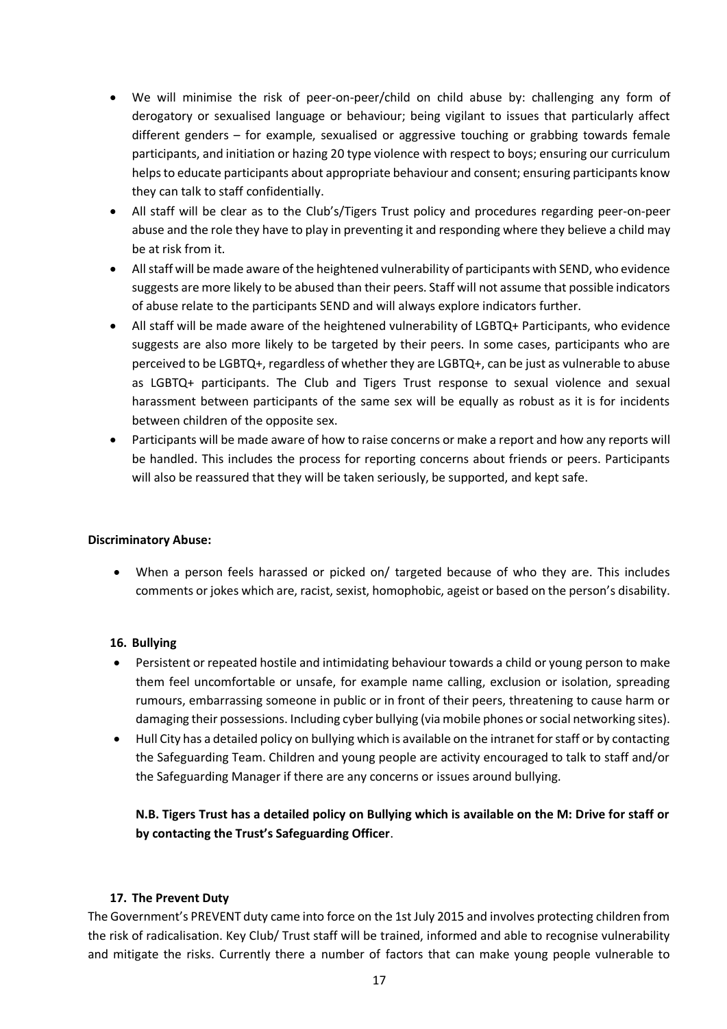- We will minimise the risk of peer-on-peer/child on child abuse by: challenging any form of derogatory or sexualised language or behaviour; being vigilant to issues that particularly affect different genders – for example, sexualised or aggressive touching or grabbing towards female participants, and initiation or hazing 20 type violence with respect to boys; ensuring our curriculum helps to educate participants about appropriate behaviour and consent; ensuring participants know they can talk to staff confidentially.
- All staff will be clear as to the Club's/Tigers Trust policy and procedures regarding peer-on-peer abuse and the role they have to play in preventing it and responding where they believe a child may be at risk from it.
- All staff will be made aware of the heightened vulnerability of participants with SEND, who evidence suggests are more likely to be abused than their peers. Staff will not assume that possible indicators of abuse relate to the participants SEND and will always explore indicators further.
- All staff will be made aware of the heightened vulnerability of LGBTQ+ Participants, who evidence suggests are also more likely to be targeted by their peers. In some cases, participants who are perceived to be LGBTQ+, regardless of whether they are LGBTQ+, can be just as vulnerable to abuse as LGBTQ+ participants. The Club and Tigers Trust response to sexual violence and sexual harassment between participants of the same sex will be equally as robust as it is for incidents between children of the opposite sex.
- Participants will be made aware of how to raise concerns or make a report and how any reports will be handled. This includes the process for reporting concerns about friends or peers. Participants will also be reassured that they will be taken seriously, be supported, and kept safe.

**Discriminatory Abuse:**

- When a person feels harassed or picked on/ targeted because of who they are. This includes comments or jokes which are, racist, sexist, homophobic, ageist or based on the person's disability.

## 16. Bullying

- Persistent or repeated hostile and intimidating behaviour towards a child or young person to make them feel uncomfortable or unsafe, for example name calling, exclusion or isolation, spreading rumours, embarrassing someone in public or in front of their peers, threatening to cause harm or damaging their possessions. Including cyber bullying (via mobile phones or social networking sites).
- Hull City has a detailed policy on bullying which is available on the intranet for staff or by contacting the Safeguarding Team. Children and young people are activity encouraged to talk to staff and/or the Safeguarding Manager if there are any concerns or issues around bullying.

**N.B. Tigers Trust has a detailed policy on Bullying which is available on the M: Drive for staff or by contacting the Trust's Safeguarding Officer**.

## 17. The Prevent Duty

The Government's PREVENT duty came into force on the 1st July 2015 and involves protecting children from the risk of radicalisation. Key Club/ Trust staff will be trained, informed and able to recognise vulnerability and mitigate the risks. Currently there a number of factors that can make young people vulnerable to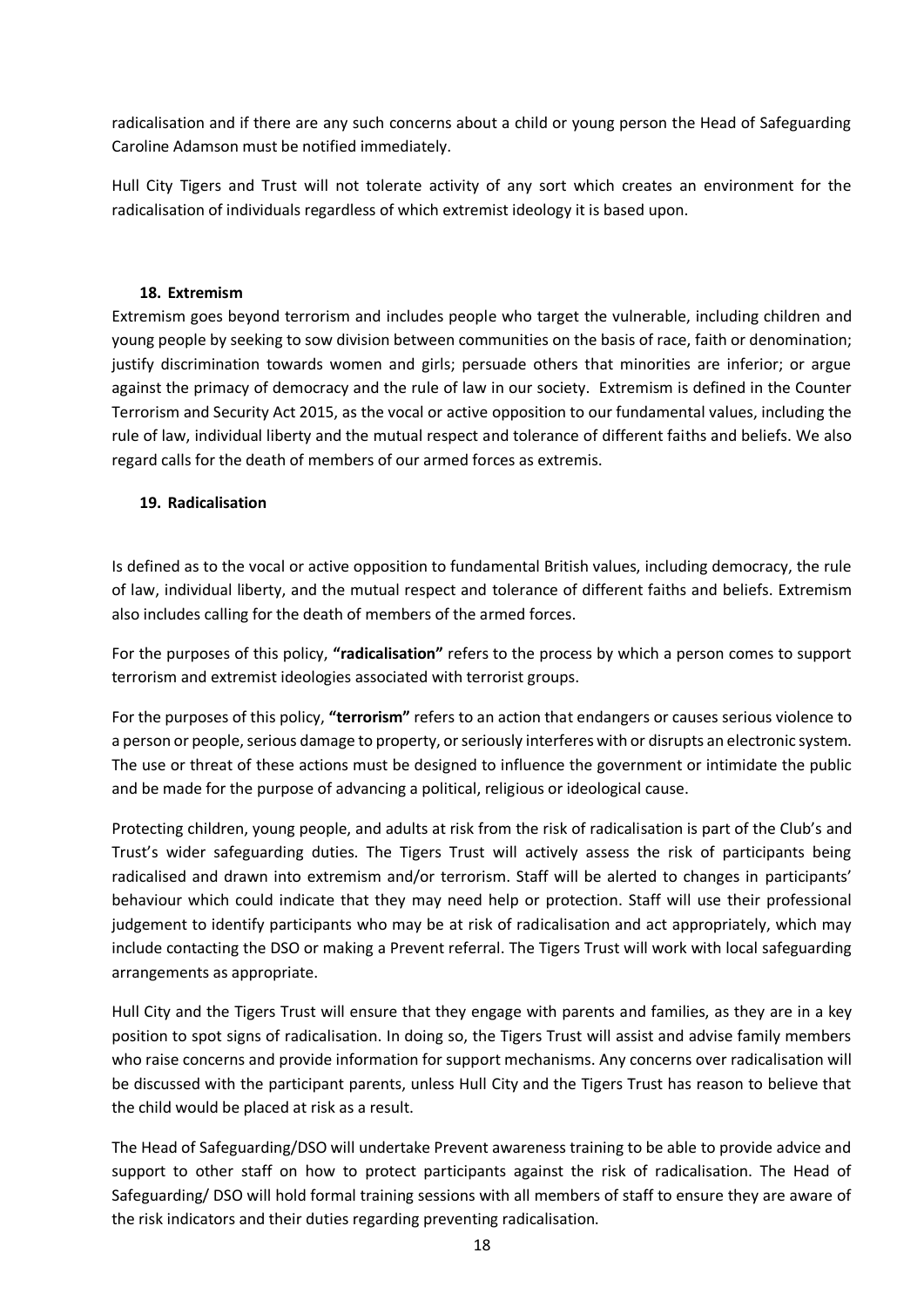radicalisation and if there are any such concerns about a child or young person the Head of Safeguarding Caroline Adamson must be notified immediately.

Hull City Tigers and Trust will not tolerate activity of any sort which creates an environment for the radicalisation of individuals regardless of which extremist ideology it is based upon.

### 18. Extremism

Extremism goes beyond terrorism and includes people who target the vulnerable, including children and young people by seeking to sow division between communities on the basis of race, faith or denomination; justify discrimination towards women and girls; persuade others that minorities are inferior; or argue against the primacy of democracy and the rule of law in our society. Extremism is defined in the Counter Terrorism and Security Act 2015, as the vocal or active opposition to our fundamental values, including the rule of law, individual liberty and the mutual respect and tolerance of different faiths and beliefs. We also regard calls for the death of members of our armed forces as extremis.

### 19. Radicalisation

Is defined as to the vocal or active opposition to fundamental British values, including democracy, the rule of law, individual liberty, and the mutual respect and tolerance of different faiths and beliefs. Extremism also includes calling for the death of members of the armed forces.

For the purposes of this policy, **"radicalisation"** refers to the process by which a person comes to support terrorism and extremist ideologies associated with terrorist groups.

For the purposes of this policy, **"terrorism"** refers to an action that endangers or causes serious violence to a person or people, serious damage to property, or seriously interferes with or disrupts an electronic system. The use or threat of these actions must be designed to influence the government or intimidate the public and be made for the purpose of advancing a political, religious or ideological cause.

Protecting children, young people, and adults at risk from the risk of radicalisation is part of the Club's and Trust's wider safeguarding duties. The Tigers Trust will actively assess the risk of participants being radicalised and drawn into extremism and/or terrorism. Staff will be alerted to changes in participants' behaviour which could indicate that they may need help or protection. Staff will use their professional judgement to identify participants who may be at risk of radicalisation and act appropriately, which may include contacting the DSO or making a Prevent referral. The Tigers Trust will work with local safeguarding arrangements as appropriate.

Hull City and the Tigers Trust will ensure that they engage with parents and families, as they are in a key position to spot signs of radicalisation. In doing so, the Tigers Trust will assist and advise family members who raise concerns and provide information for support mechanisms. Any concerns over radicalisation will be discussed with the participant parents, unless Hull City and the Tigers Trust has reason to believe that the child would be placed at risk as a result.

The Head of Safeguarding/DSO will undertake Prevent awareness training to be able to provide advice and support to other staff on how to protect participants against the risk of radicalisation. The Head of Safeguarding/ DSO will hold formal training sessions with all members of staff to ensure they are aware of the risk indicators and their duties regarding preventing radicalisation.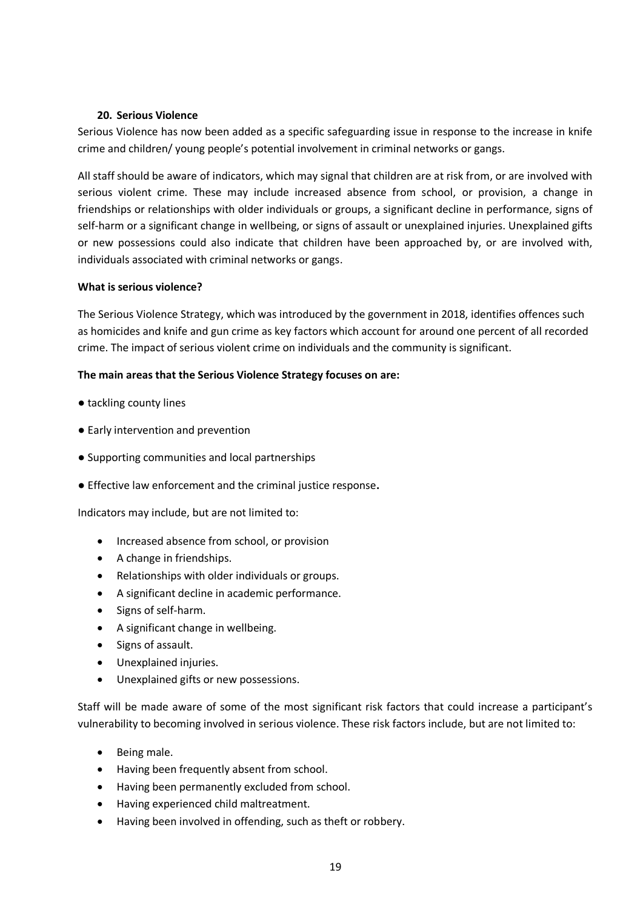## 20. Serious Violence

Serious Violence has now been added as a specific safeguarding issue in response to the increase in knife crime and children/ young people's potential involvement in criminal networks or gangs.

All staff should be aware of indicators, which may signal that children are at risk from, or are involved with serious violent crime. These may include increased absence from school, or provision, a change in friendships or relationships with older individuals or groups, a significant decline in performance, signs of self-harm or a significant change in wellbeing, or signs of assault or unexplained injuries. Unexplained gifts or new possessions could also indicate that children have been approached by, or are involved with, individuals associated with criminal networks or gangs.

**What is serious violence?**

The Serious Violence Strategy, which was introduced by the government in 2018, identifies offences such as homicides and knife and gun crime as key factors which account for around one percent of all recorded crime. The impact of serious violent crime on individuals and the community is significant.

**The main areas that the Serious Violence Strategy focuses on are:**

● tackling county lines

● Early intervention and prevention

● Supporting communities and local partnerships

● Effective law enforcement and the criminal justice response**.**

Indicators may include, but are not limited to:

- Increased absence from school, or provision
- A change in friendships.
- Relationships with older individuals or groups.
- A significant decline in academic performance.
- Signs of self-harm.
- A significant change in wellbeing.
- Signs of assault.
- Unexplained injuries.
- Unexplained gifts or new possessions.

Staff will be made aware of some of the most significant risk factors that could increase a participant's vulnerability to becoming involved in serious violence. These risk factors include, but are not limited to:

- Being male.
- Having been frequently absent from school.
- Having been permanently excluded from school.
- Having experienced child maltreatment.
- Having been involved in offending, such as theft or robbery.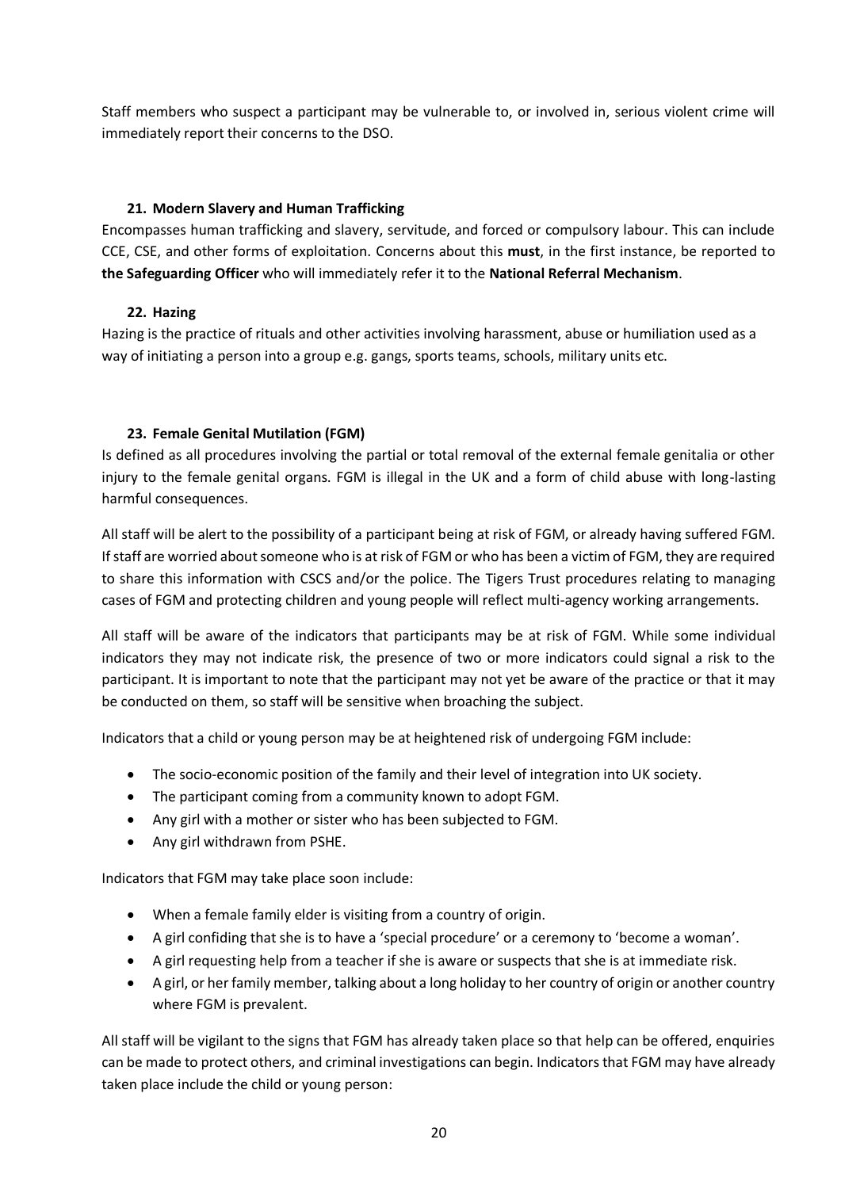Staff members who suspect a participant may be vulnerable to, or involved in, serious violent crime will immediately report their concerns to the DSO.

### 21. Modern Slavery and Human Trafficking

Encompasses human trafficking and slavery, servitude, and forced or compulsory labour. This can include CCE, CSE, and other forms of exploitation. Concerns about this **must**, in the first instance, be reported to **the Safeguarding Officer** who will immediately refer it to the **National Referral Mechanism**.

### 22. Hazing

Hazing is the practice of rituals and other activities involving harassment, abuse or humiliation used as a way of initiating a person into a group e.g. gangs, sports teams, schools, military units etc.

### 23. Female Genital Mutilation (FGM)

Is defined as all procedures involving the partial or total removal of the external female genitalia or other injury to the female genital organs. FGM is illegal in the UK and a form of child abuse with long-lasting harmful consequences.

All staff will be alert to the possibility of a participant being at risk of FGM, or already having suffered FGM. If staff are worried about someone who is at risk of FGM or who has been a victim of FGM, they are required to share this information with CSCS and/or the police. The Tigers Trust procedures relating to managing cases of FGM and protecting children and young people will reflect multi-agency working arrangements.

All staff will be aware of the indicators that participants may be at risk of FGM. While some individual indicators they may not indicate risk, the presence of two or more indicators could signal a risk to the participant. It is important to note that the participant may not yet be aware of the practice or that it may be conducted on them, so staff will be sensitive when broaching the subject.

Indicators that a child or young person may be at heightened risk of undergoing FGM include:

- The socio-economic position of the family and their level of integration into UK society.
- The participant coming from a community known to adopt FGM.
- Any girl with a mother or sister who has been subjected to FGM.
- Any girl withdrawn from PSHE.

Indicators that FGM may take place soon include:

- When a female family elder is visiting from a country of origin.
- A girl confiding that she is to have a 'special procedure' or a ceremony to 'become a woman'.
- A girl requesting help from a teacher if she is aware or suspects that she is at immediate risk.
- A girl, or her family member, talking about a long holiday to her country of origin or another country where FGM is prevalent.

All staff will be vigilant to the signs that FGM has already taken place so that help can be offered, enquiries can be made to protect others, and criminal investigations can begin. Indicators that FGM may have already taken place include the child or young person: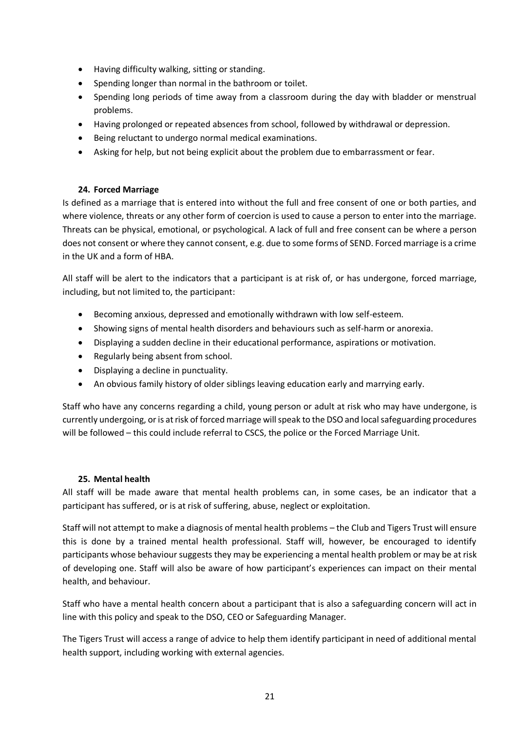- Having difficulty walking, sitting or standing.
- Spending longer than normal in the bathroom or toilet.
- Spending long periods of time away from a classroom during the day with bladder or menstrual problems.
- Having prolonged or repeated absences from school, followed by withdrawal or depression.
- Being reluctant to undergo normal medical examinations.
- Asking for help, but not being explicit about the problem due to embarrassment or fear.

### 24. Forced Marriage

Is defined as a marriage that is entered into without the full and free consent of one or both parties, and where violence, threats or any other form of coercion is used to cause a person to enter into the marriage. Threats can be physical, emotional, or psychological. A lack of full and free consent can be where a person does not consent or where they cannot consent, e.g. due to some forms of SEND. Forced marriage is a crime in the UK and a form of HBA.

All staff will be alert to the indicators that a participant is at risk of, or has undergone, forced marriage, including, but not limited to, the participant:

- Becoming anxious, depressed and emotionally withdrawn with low self-esteem.
- Showing signs of mental health disorders and behaviours such as self-harm or anorexia.
- Displaying a sudden decline in their educational performance, aspirations or motivation.
- Regularly being absent from school.
- Displaying a decline in punctuality.
- An obvious family history of older siblings leaving education early and marrying early.

Staff who have any concerns regarding a child, young person or adult at risk who may have undergone, is currently undergoing, or is at risk of forced marriage will speak to the DSO and local safeguarding procedures will be followed – this could include referral to CSCS, the police or the Forced Marriage Unit.

### 25. Mental health

All staff will be made aware that mental health problems can, in some cases, be an indicator that a participant has suffered, or is at risk of suffering, abuse, neglect or exploitation.

Staff will not attempt to make a diagnosis of mental health problems – the Club and Tigers Trust will ensure this is done by a trained mental health professional. Staff will, however, be encouraged to identify participants whose behaviour suggests they may be experiencing a mental health problem or may be at risk of developing one. Staff will also be aware of how participant's experiences can impact on their mental health, and behaviour.

Staff who have a mental health concern about a participant that is also a safeguarding concern will act in line with this policy and speak to the DSO, CEO or Safeguarding Manager.

The Tigers Trust will access a range of advice to help them identify participant in need of additional mental health support, including working with external agencies.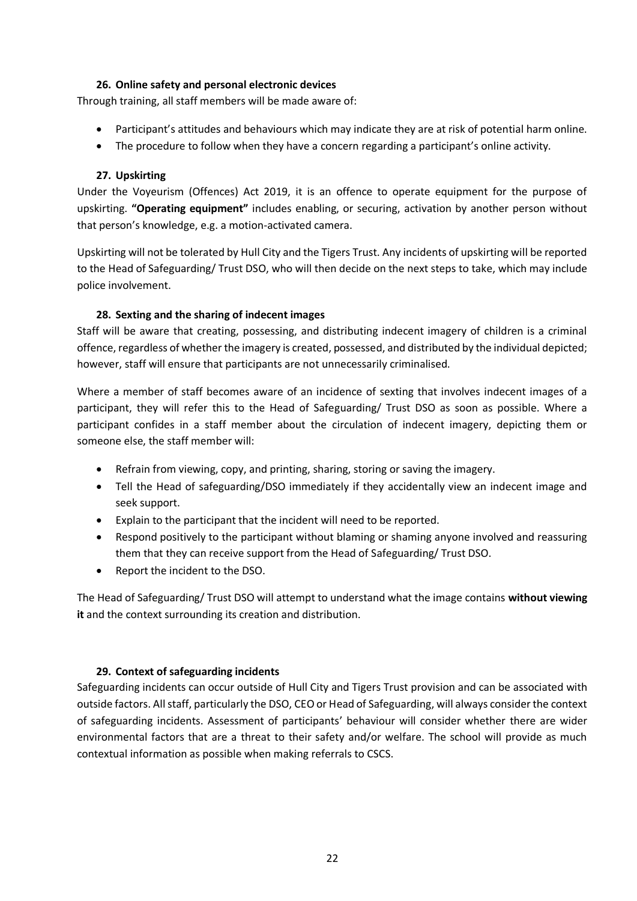### 26. Online safety and personal electronic devices

Through training, all staff members will be made aware of:

- Participant's attitudes and behaviours which may indicate they are at risk of potential harm online.
- The procedure to follow when they have a concern regarding a participant's online activity.

### 27. Upskirting

Under the Voyeurism (Offences) Act 2019, it is an offence to operate equipment for the purpose of upskirting. **"Operating equipment"** includes enabling, or securing, activation by another person without that person's knowledge, e.g. a motion-activated camera.

Upskirting will not be tolerated by Hull City and the Tigers Trust. Any incidents of upskirting will be reported to the Head of Safeguarding/ Trust DSO, who will then decide on the next steps to take, which may include police involvement.

### 28. Sexting and the sharing of indecent images

Staff will be aware that creating, possessing, and distributing indecent imagery of children is a criminal offence, regardless of whether the imagery is created, possessed, and distributed by the individual depicted; however, staff will ensure that participants are not unnecessarily criminalised.

Where a member of staff becomes aware of an incidence of sexting that involves indecent images of a participant, they will refer this to the Head of Safeguarding/ Trust DSO as soon as possible. Where a participant confides in a staff member about the circulation of indecent imagery, depicting them or someone else, the staff member will:

- Refrain from viewing, copy, and printing, sharing, storing or saving the imagery.
- Tell the Head of safeguarding/DSO immediately if they accidentally view an indecent image and seek support.
- Explain to the participant that the incident will need to be reported.
- Respond positively to the participant without blaming or shaming anyone involved and reassuring them that they can receive support from the Head of Safeguarding/ Trust DSO.
- Report the incident to the DSO.

The Head of Safeguarding/ Trust DSO will attempt to understand what the image contains **without viewing it** and the context surrounding its creation and distribution.

### 29. Context of safeguarding incidents

Safeguarding incidents can occur outside of Hull City and Tigers Trust provision and can be associated with outside factors. All staff, particularly the DSO, CEO or Head of Safeguarding, will always consider the context of safeguarding incidents. Assessment of participants' behaviour will consider whether there are wider environmental factors that are a threat to their safety and/or welfare. The school will provide as much contextual information as possible when making referrals to CSCS.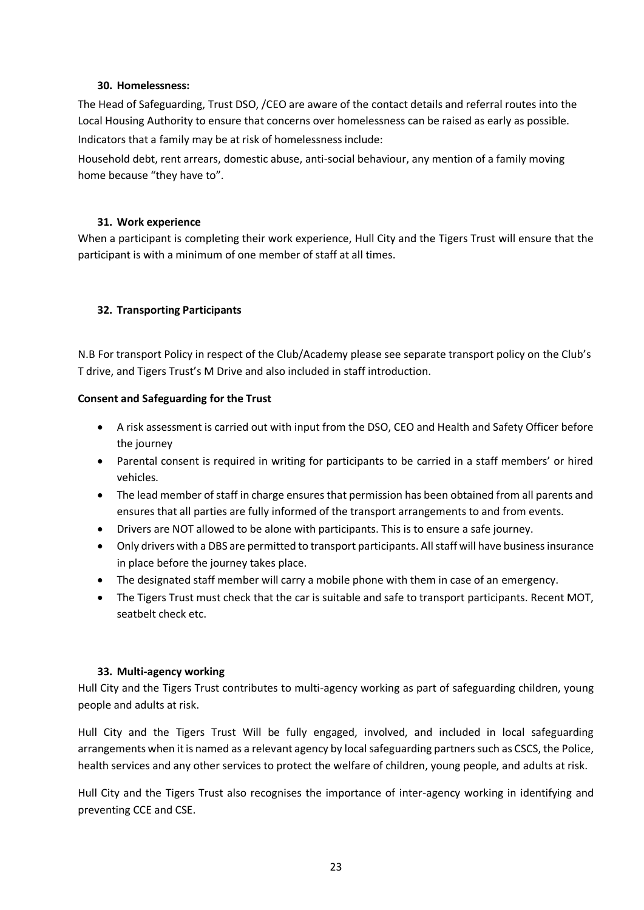#### 30. Homelessness:

The Head of Safeguarding, Trust DSO, /CEO are aware of the contact details and referral routes into the Local Housing Authority to ensure that concerns over homelessness can be raised as early as possible.

Indicators that a family may be at risk of homelessness include:

Household debt, rent arrears, domestic abuse, anti-social behaviour, any mention of a family moving home because "they have to".

#### 31. Work experience

When a participant is completing their work experience, Hull City and the Tigers Trust will ensure that the participant is with a minimum of one member of staff at all times.

#### 32. Transporting Participants

N.B For transport Policy in respect of the Club/Academy please see separate transport policy on the Club's T drive, and Tigers Trust's M Drive and also included in staff introduction.

**Consent and Safeguarding for the Trust**

- A risk assessment is carried out with input from the DSO, CEO and Health and Safety Officer before the journey
- Parental consent is required in writing for participants to be carried in a staff members' or hired vehicles.
- The lead member of staff in charge ensures that permission has been obtained from all parents and ensures that all parties are fully informed of the transport arrangements to and from events.
- Drivers are NOT allowed to be alone with participants. This is to ensure a safe journey.
- Only drivers with a DBS are permitted to transport participants. All staff will have business insurance in place before the journey takes place.
- The designated staff member will carry a mobile phone with them in case of an emergency.
- The Tigers Trust must check that the car is suitable and safe to transport participants. Recent MOT, seatbelt check etc.

#### 33. Multi-agency working

Hull City and the Tigers Trust contributes to multi-agency working as part of safeguarding children, young people and adults at risk.

Hull City and the Tigers Trust Will be fully engaged, involved, and included in local safeguarding arrangements when it is named as a relevant agency by local safeguarding partners such as CSCS, the Police, health services and any other services to protect the welfare of children, young people, and adults at risk.

Hull City and the Tigers Trust also recognises the importance of inter-agency working in identifying and preventing CCE and CSE.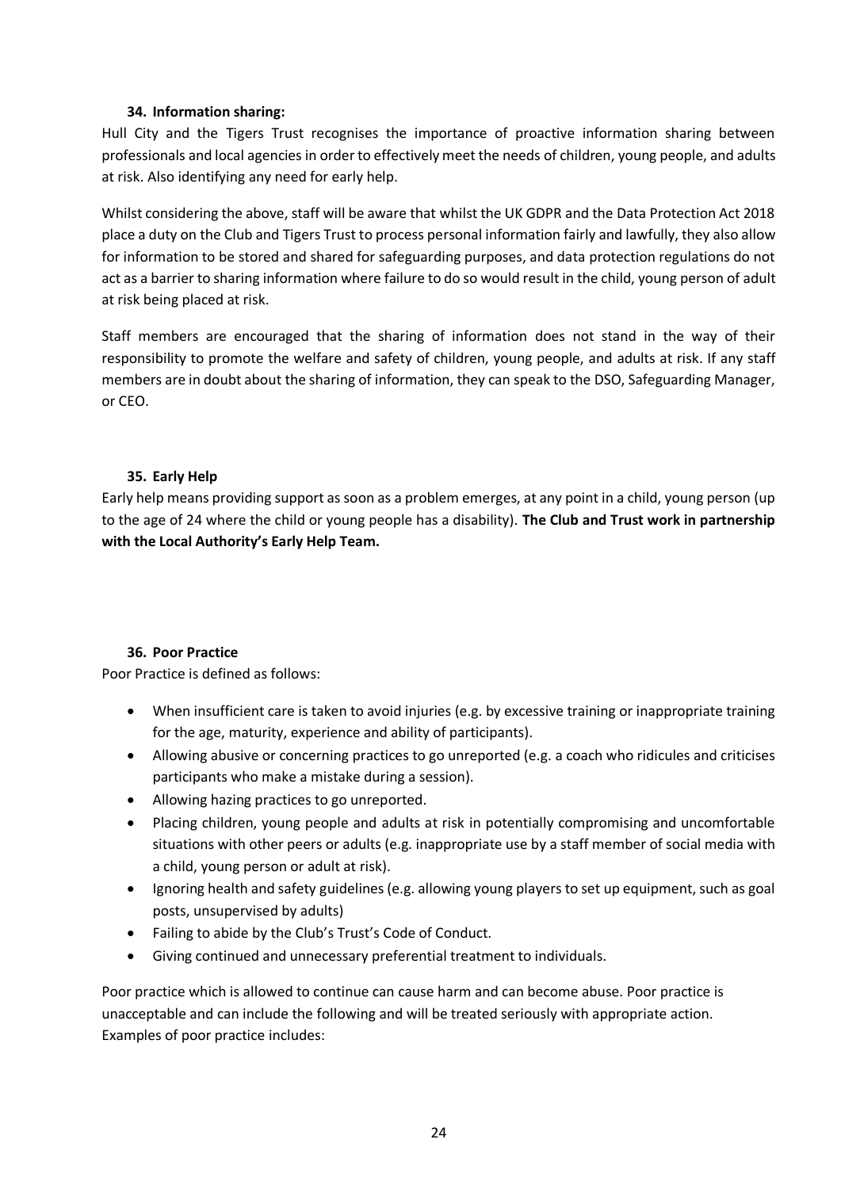### 34. Information sharing:

Hull City and the Tigers Trust recognises the importance of proactive information sharing between professionals and local agencies in order to effectively meet the needs of children, young people, and adults at risk. Also identifying any need for early help.

Whilst considering the above, staff will be aware that whilst the UK GDPR and the Data Protection Act 2018 place a duty on the Club and Tigers Trust to process personal information fairly and lawfully, they also allow for information to be stored and shared for safeguarding purposes, and data protection regulations do not act as a barrier to sharing information where failure to do so would result in the child, young person of adult at risk being placed at risk.

Staff members are encouraged that the sharing of information does not stand in the way of their responsibility to promote the welfare and safety of children, young people, and adults at risk. If any staff members are in doubt about the sharing of information, they can speak to the DSO, Safeguarding Manager, or CEO.

### 35. Early Help

Early help means providing support as soon as a problem emerges, at any point in a child, young person (up to the age of 24 where the child or young people has a disability). **The Club and Trust work in partnership with the Local Authority's Early Help Team.**

### 36. Poor Practice

Poor Practice is defined as follows:

- When insufficient care is taken to avoid injuries (e.g. by excessive training or inappropriate training for the age, maturity, experience and ability of participants).
- Allowing abusive or concerning practices to go unreported (e.g. a coach who ridicules and criticises participants who make a mistake during a session).
- Allowing hazing practices to go unreported.
- Placing children, young people and adults at risk in potentially compromising and uncomfortable situations with other peers or adults (e.g. inappropriate use by a staff member of social media with a child, young person or adult at risk).
- Ignoring health and safety guidelines (e.g. allowing young players to set up equipment, such as goal posts, unsupervised by adults)
- Failing to abide by the Club's Trust's Code of Conduct.
- Giving continued and unnecessary preferential treatment to individuals.

Poor practice which is allowed to continue can cause harm and can become abuse. Poor practice is unacceptable and can include the following and will be treated seriously with appropriate action. Examples of poor practice includes: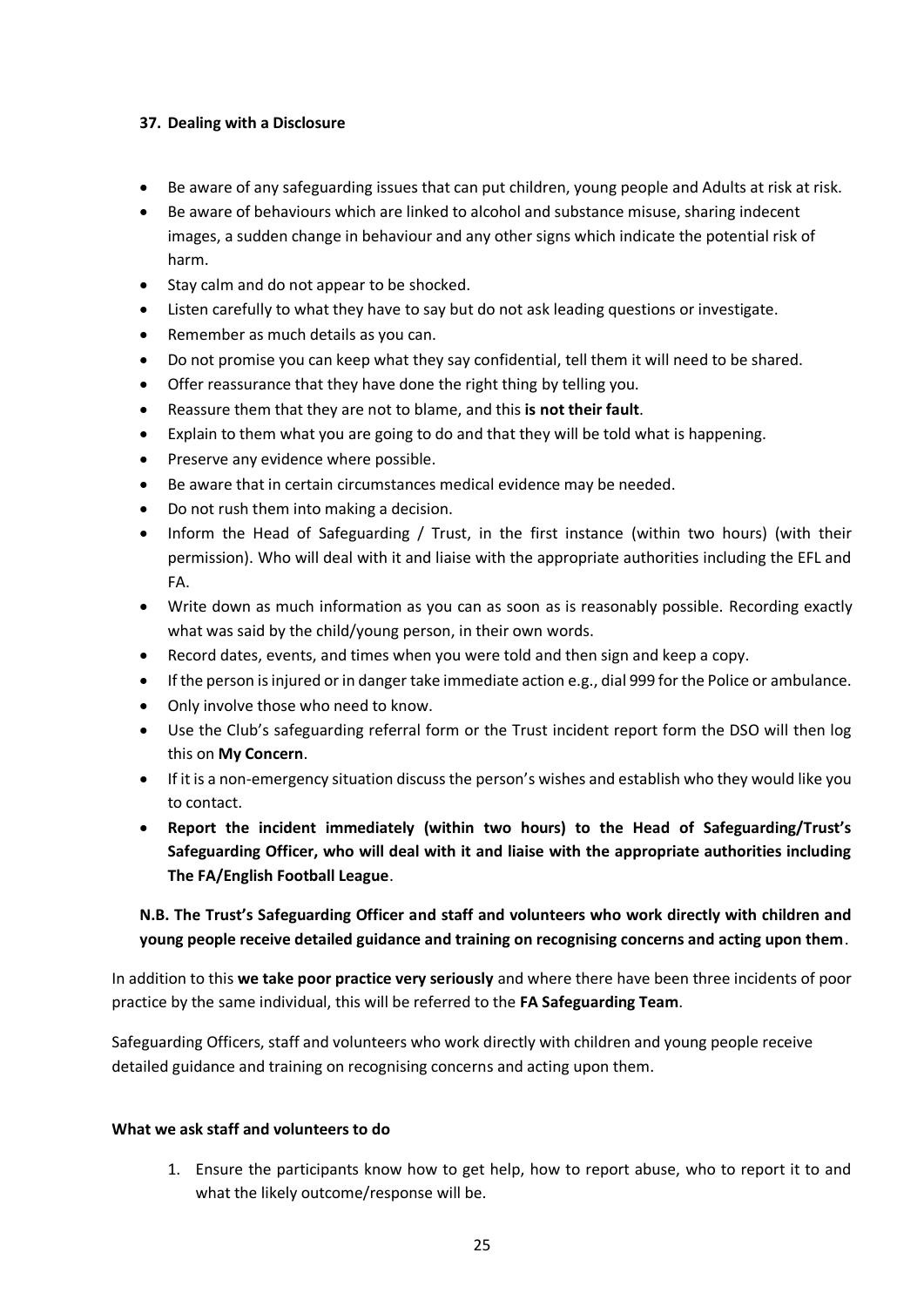### 37. Dealing with a Disclosure

- Be aware of any safeguarding issues that can put children, young people and Adults at risk at risk.
- Be aware of behaviours which are linked to alcohol and substance misuse, sharing indecent images, a sudden change in behaviour and any other signs which indicate the potential risk of harm.
- Stay calm and do not appear to be shocked.
- Listen carefully to what they have to say but do not ask leading questions or investigate.
- Remember as much details as you can.
- Do not promise you can keep what they say confidential, tell them it will need to be shared.
- Offer reassurance that they have done the right thing by telling you.
- Reassure them that they are not to blame, and this **is not their fault**.
- Explain to them what you are going to do and that they will be told what is happening.
- Preserve any evidence where possible.
- Be aware that in certain circumstances medical evidence may be needed.
- Do not rush them into making a decision.
- Inform the Head of Safeguarding / Trust, in the first instance (within two hours) (with their permission). Who will deal with it and liaise with the appropriate authorities including the EFL and FA.
- Write down as much information as you can as soon as is reasonably possible. Recording exactly what was said by the child/young person, in their own words.
- Record dates, events, and times when you were told and then sign and keep a copy.
- If the person is injured or in danger take immediate action e.g., dial 999 for the Police or ambulance.
- Only involve those who need to know.
- Use the Club's safeguarding referral form or the Trust incident report form the DSO will then log this on **My Concern**.
- If it is a non-emergency situation discuss the person's wishes and establish who they would like you to contact.
- **Report the incident immediately (within two hours) to the Head of Safeguarding/Trust's Safeguarding Officer, who will deal with it and liaise with the appropriate authorities including The FA/English Football League**.

**N.B. The Trust's Safeguarding Officer and staff and volunteers who work directly with children and young people receive detailed guidance and training on recognising concerns and acting upon them**.

In addition to this **we take poor practice very seriously** and where there have been three incidents of poor practice by the same individual, this will be referred to the **FA Safeguarding Team**.

Safeguarding Officers, staff and volunteers who work directly with children and young people receive detailed guidance and training on recognising concerns and acting upon them.

**What we ask staff and volunteers to do**

1. Ensure the participants know how to get help, how to report abuse, who to report it to and what the likely outcome/response will be.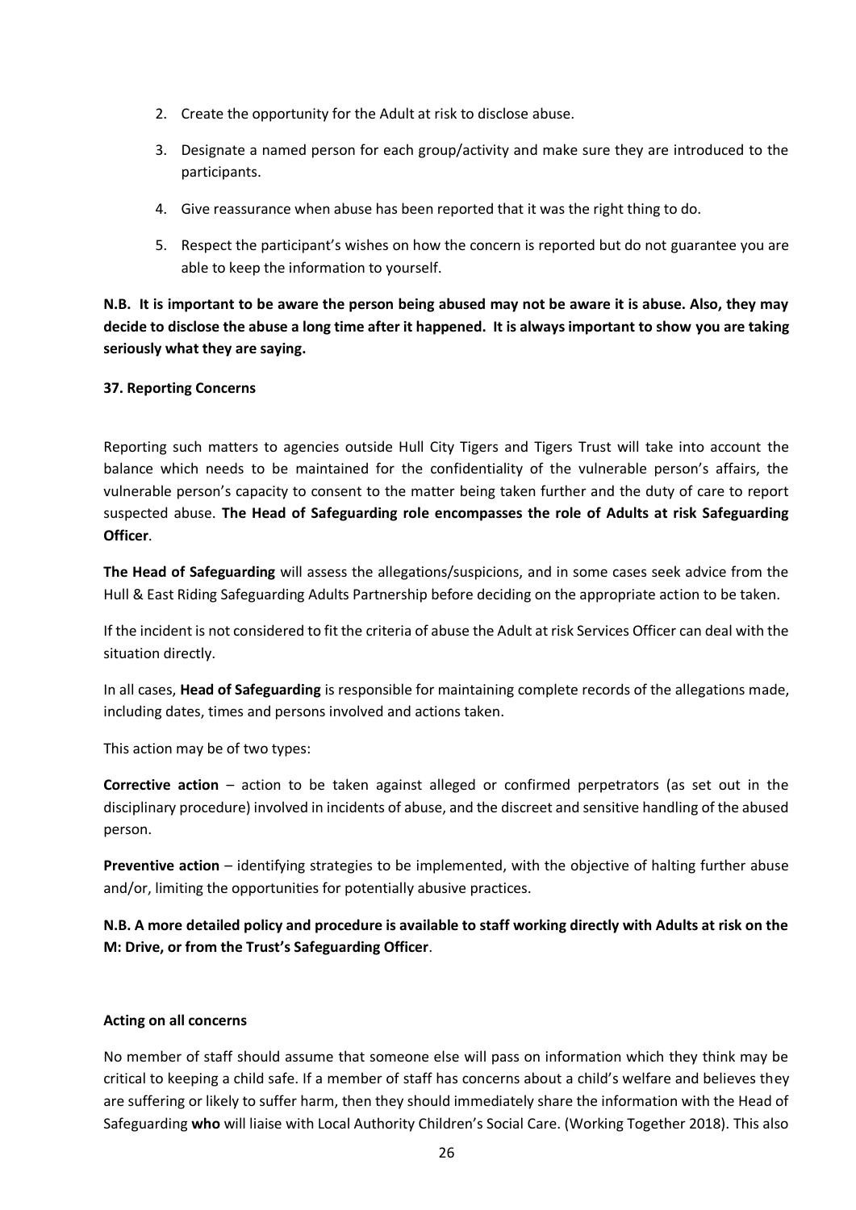2. Create the opportunity for the Adult at risk to disclose abuse.
3. Designate a named person for each group/activity and make sure they are introduced to the participants.
4. Give reassurance when abuse has been reported that it was the right thing to do.
5. Respect the participant's wishes on how the concern is reported but do not guarantee you are able to keep the information to yourself.

**N.B. It is important to be aware the person being abused may not be aware it is abuse. Also, they may decide to disclose the abuse a long time after it happened. It is always important to show you are taking seriously what they are saying.**

**37. Reporting Concerns**

Reporting such matters to agencies outside Hull City Tigers and Tigers Trust will take into account the balance which needs to be maintained for the confidentiality of the vulnerable person's affairs, the vulnerable person's capacity to consent to the matter being taken further and the duty of care to report suspected abuse. **The Head of Safeguarding role encompasses the role of Adults at risk Safeguarding Officer**.

**The Head of Safeguarding** will assess the allegations/suspicions, and in some cases seek advice from the Hull & East Riding Safeguarding Adults Partnership before deciding on the appropriate action to be taken.

If the incident is not considered to fit the criteria of abuse the Adult at risk Services Officer can deal with the situation directly.

In all cases, **Head of Safeguarding** is responsible for maintaining complete records of the allegations made, including dates, times and persons involved and actions taken.

This action may be of two types:

**Corrective action** – action to be taken against alleged or confirmed perpetrators (as set out in the disciplinary procedure) involved in incidents of abuse, and the discreet and sensitive handling of the abused person.

**Preventive action** – identifying strategies to be implemented, with the objective of halting further abuse and/or, limiting the opportunities for potentially abusive practices.

**N.B. A more detailed policy and procedure is available to staff working directly with Adults at risk on the M: Drive, or from the Trust's Safeguarding Officer**.

**Acting on all concerns**

No member of staff should assume that someone else will pass on information which they think may be critical to keeping a child safe. If a member of staff has concerns about a child's welfare and believes they are suffering or likely to suffer harm, then they should immediately share the information with the Head of Safeguarding **who** will liaise with Local Authority Children's Social Care. (Working Together 2018). This also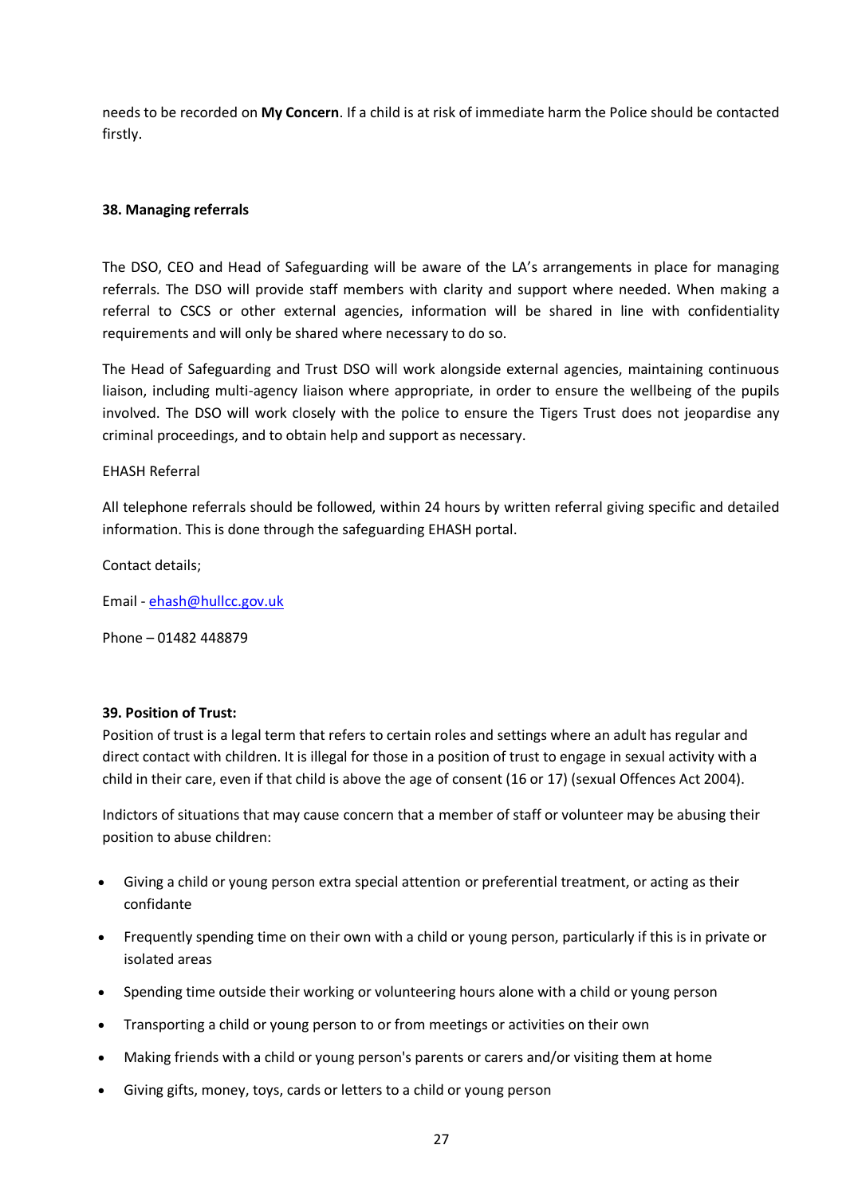needs to be recorded on **My Concern**. If a child is at risk of immediate harm the Police should be contacted firstly.

**38. Managing referrals**

The DSO, CEO and Head of Safeguarding will be aware of the LA's arrangements in place for managing referrals. The DSO will provide staff members with clarity and support where needed. When making a referral to CSCS or other external agencies, information will be shared in line with confidentiality requirements and will only be shared where necessary to do so.

The Head of Safeguarding and Trust DSO will work alongside external agencies, maintaining continuous liaison, including multi-agency liaison where appropriate, in order to ensure the wellbeing of the pupils involved. The DSO will work closely with the police to ensure the Tigers Trust does not jeopardise any criminal proceedings, and to obtain help and support as necessary.

EHASH Referral

All telephone referrals should be followed, within 24 hours by written referral giving specific and detailed information. This is done through the safeguarding EHASH portal.

Contact details;

Email - ehash@hullcc.gov.uk

Phone – 01482 448879

**39. Position of Trust:**

Position of trust is a legal term that refers to certain roles and settings where an adult has regular and direct contact with children. It is illegal for those in a position of trust to engage in sexual activity with a child in their care, even if that child is above the age of consent (16 or 17) (sexual Offences Act 2004).

Indictors of situations that may cause concern that a member of staff or volunteer may be abusing their position to abuse children:

- Giving a child or young person extra special attention or preferential treatment, or acting as their confidante
- Frequently spending time on their own with a child or young person, particularly if this is in private or isolated areas
- Spending time outside their working or volunteering hours alone with a child or young person
- Transporting a child or young person to or from meetings or activities on their own
- Making friends with a child or young person's parents or carers and/or visiting them at home
- Giving gifts, money, toys, cards or letters to a child or young person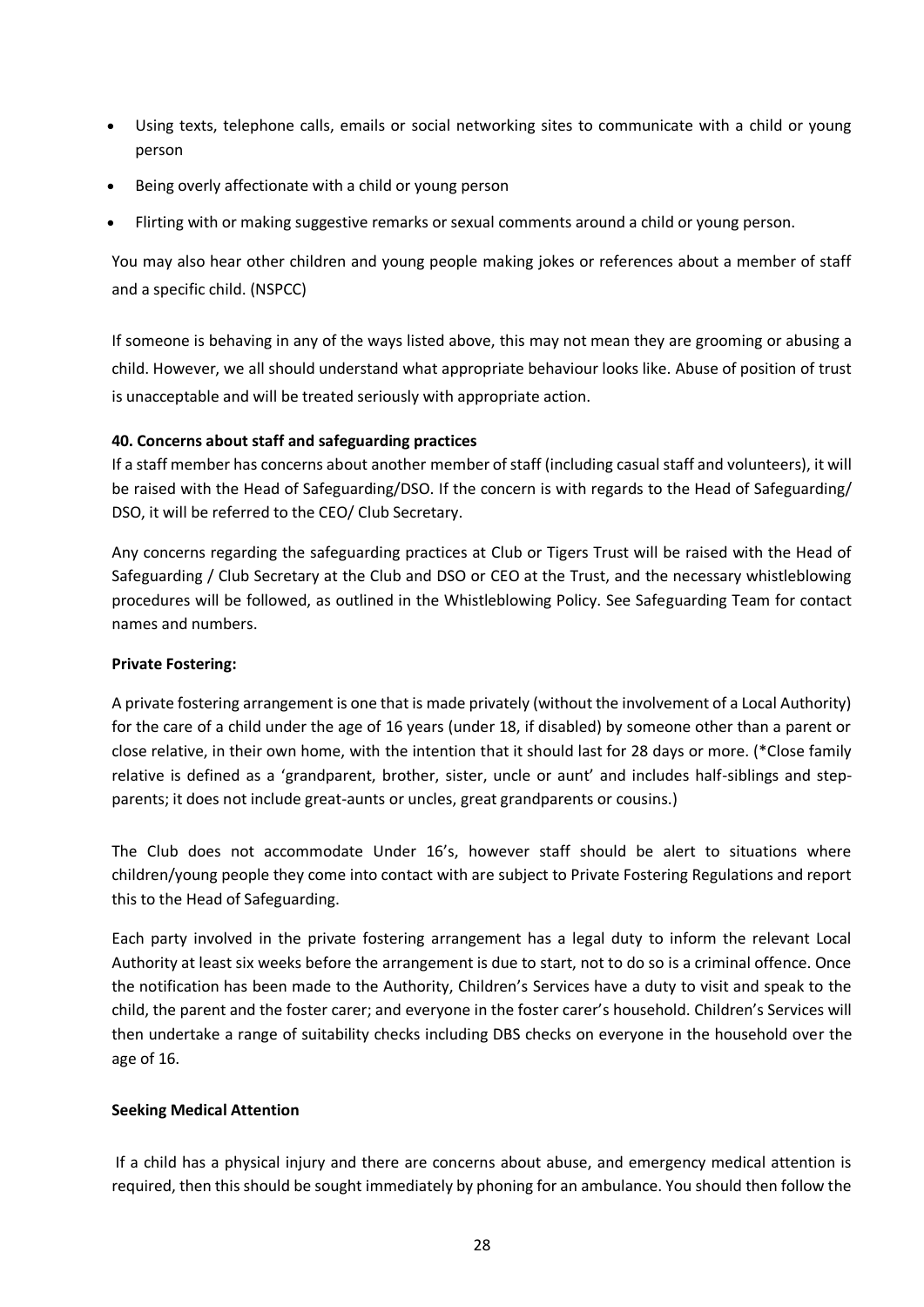- Using texts, telephone calls, emails or social networking sites to communicate with a child or young person
- Being overly affectionate with a child or young person
- Flirting with or making suggestive remarks or sexual comments around a child or young person.

You may also hear other children and young people making jokes or references about a member of staff and a specific child. (NSPCC)

If someone is behaving in any of the ways listed above, this may not mean they are grooming or abusing a child. However, we all should understand what appropriate behaviour looks like. Abuse of position of trust is unacceptable and will be treated seriously with appropriate action.

**40. Concerns about staff and safeguarding practices**

If a staff member has concerns about another member of staff (including casual staff and volunteers), it will be raised with the Head of Safeguarding/DSO. If the concern is with regards to the Head of Safeguarding/ DSO, it will be referred to the CEO/ Club Secretary.

Any concerns regarding the safeguarding practices at Club or Tigers Trust will be raised with the Head of Safeguarding / Club Secretary at the Club and DSO or CEO at the Trust, and the necessary whistleblowing procedures will be followed, as outlined in the Whistleblowing Policy. See Safeguarding Team for contact names and numbers.

**Private Fostering:**

A private fostering arrangement is one that is made privately (without the involvement of a Local Authority) for the care of a child under the age of 16 years (under 18, if disabled) by someone other than a parent or close relative, in their own home, with the intention that it should last for 28 days or more. (*Close family relative is defined as a 'grandparent, brother, sister, uncle or aunt' and includes half-siblings and step-parents; it does not include great-aunts or uncles, great grandparents or cousins.)

The Club does not accommodate Under 16's, however staff should be alert to situations where children/young people they come into contact with are subject to Private Fostering Regulations and report this to the Head of Safeguarding.

Each party involved in the private fostering arrangement has a legal duty to inform the relevant Local Authority at least six weeks before the arrangement is due to start, not to do so is a criminal offence. Once the notification has been made to the Authority, Children's Services have a duty to visit and speak to the child, the parent and the foster carer; and everyone in the foster carer's household. Children's Services will then undertake a range of suitability checks including DBS checks on everyone in the household over the age of 16.

**Seeking Medical Attention**

If a child has a physical injury and there are concerns about abuse, and emergency medical attention is required, then this should be sought immediately by phoning for an ambulance. You should then follow the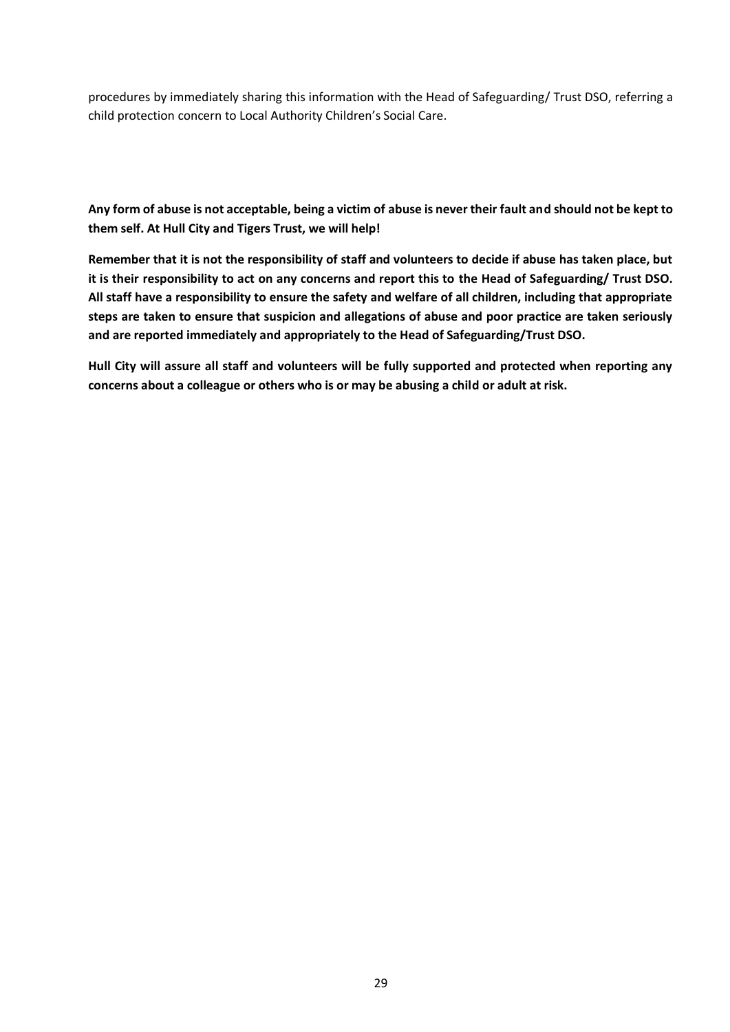procedures by immediately sharing this information with the Head of Safeguarding/ Trust DSO, referring a child protection concern to Local Authority Children's Social Care.

**Any form of abuse is not acceptable, being a victim of abuse is never their fault and should not be kept to them self. At Hull City and Tigers Trust, we will help!**

**Remember that it is not the responsibility of staff and volunteers to decide if abuse has taken place, but it is their responsibility to act on any concerns and report this to the Head of Safeguarding/ Trust DSO. All staff have a responsibility to ensure the safety and welfare of all children, including that appropriate steps are taken to ensure that suspicion and allegations of abuse and poor practice are taken seriously and are reported immediately and appropriately to the Head of Safeguarding/Trust DSO.**

**Hull City will assure all staff and volunteers will be fully supported and protected when reporting any concerns about a colleague or others who is or may be abusing a child or adult at risk.**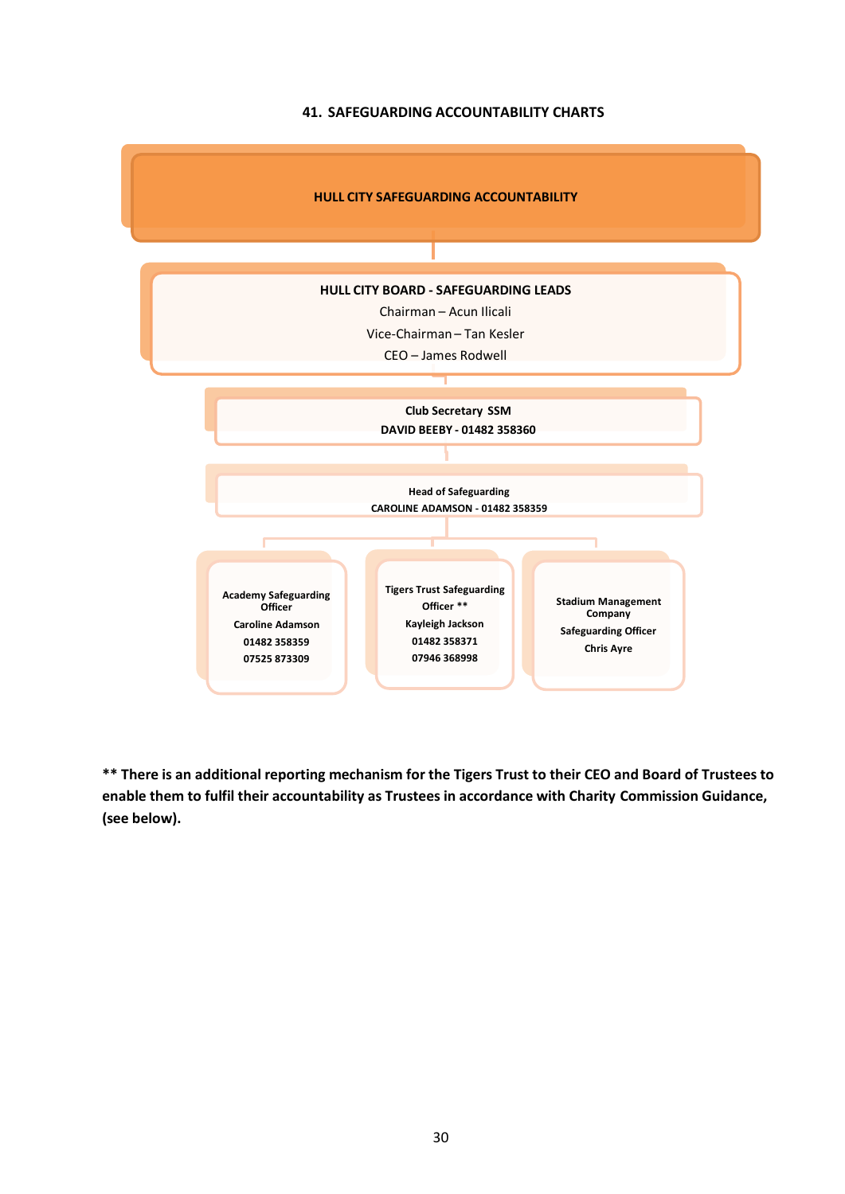## 41. SAFEGUARDING ACCOUNTABILITY CHARTS

**HULL CITY SAFEGUARDING ACCOUNTABILITY**

**HULL CITY BOARD - SAFEGUARDING LEADS**

Chairman – Acun Ilicali

Vice-Chairman – Tan Kesler

CEO – James Rodwell

**Club Secretary SSM**

**DAVID BEEBY - 01482 358360**

**Head of Safeguarding**

**CAROLINE ADAMSON - 01482 358359**

**Academy Safeguarding Officer**

**Caroline Adamson**

**01482 358359**

**07525 873309**

**Tigers Trust Safeguarding Officer \*\***

**Kayleigh Jackson**

**01482 358371**

**07946 368998**

**Stadium Management Company**

**Safeguarding Officer**

**Chris Ayre**

**\*\* There is an additional reporting mechanism for the Tigers Trust to their CEO and Board of Trustees to enable them to fulfil their accountability as Trustees in accordance with Charity Commission Guidance, (see below).**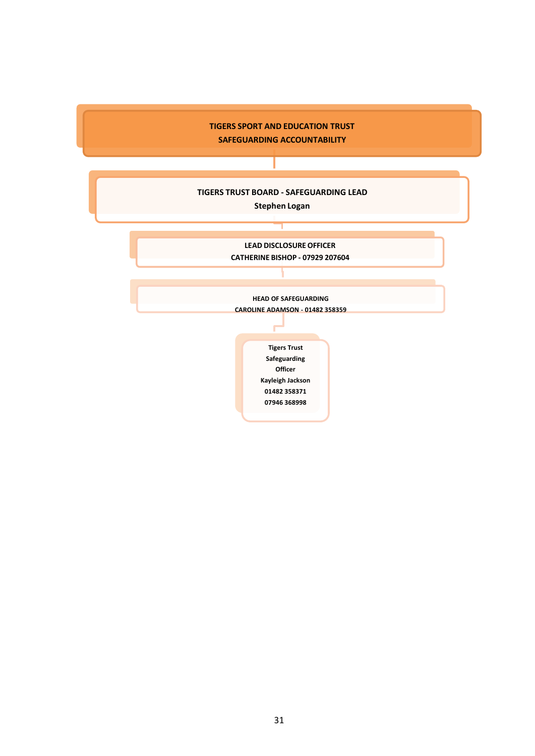**TIGERS SPORT AND EDUCATION TRUST**
**SAFEGUARDING ACCOUNTABILITY**

**TIGERS TRUST BOARD - SAFEGUARDING LEAD**
**Stephen Logan**

**LEAD DISCLOSURE OFFICER**
**CATHERINE BISHOP - 07929 207604**

**HEAD OF SAFEGUARDING**
**CAROLINE ADAMSON - 01482 358359**

**Tigers Trust Safeguarding Officer**
**Kayleigh Jackson**
**01482 358371**
**07946 368998**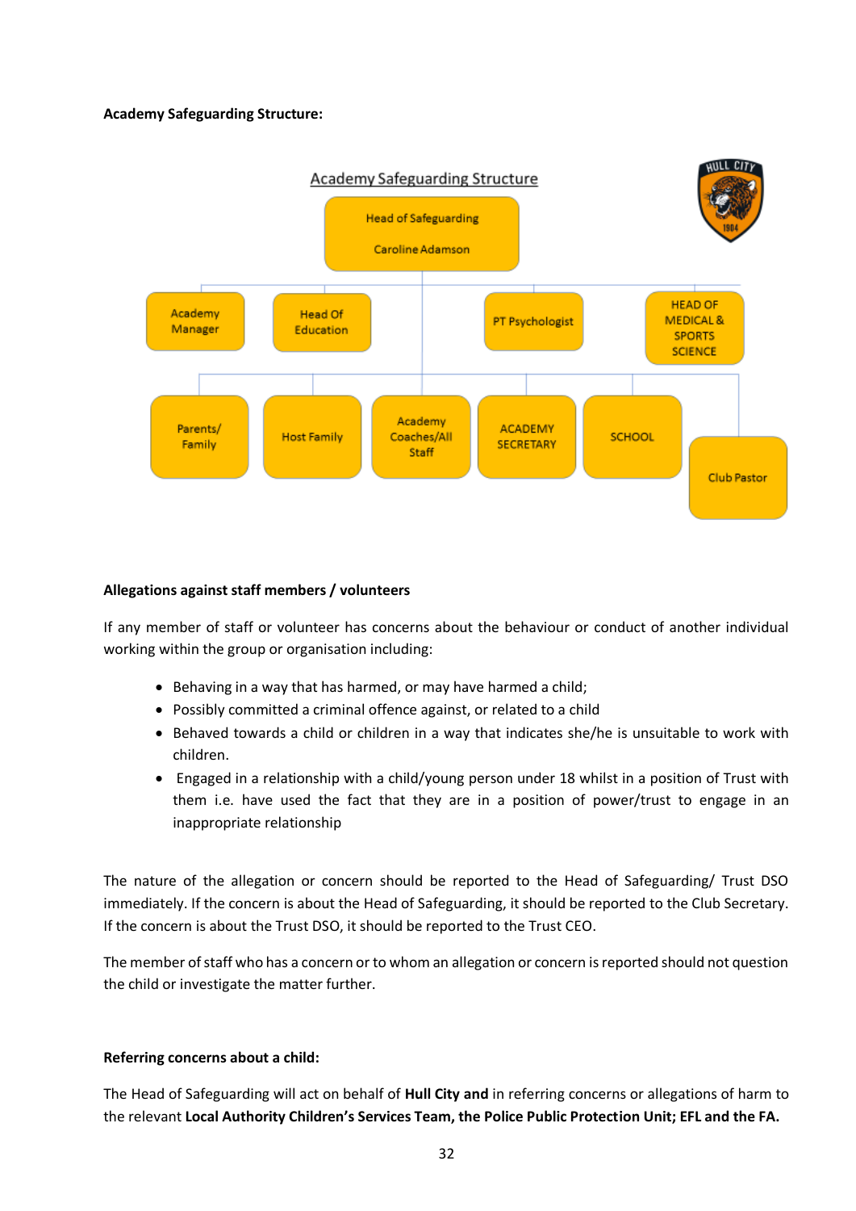**Academy Safeguarding Structure:**

Academy Safeguarding Structure

Head of Safeguarding
Caroline Adamson

Academy Manager | Head Of Education | PT Psychologist | HEAD OF MEDICAL & SPORTS SCIENCE

Parents/ Family | Host Family | Academy Coaches/All Staff | ACADEMY SECRETARY | SCHOOL | Club Pastor

**Allegations against staff members / volunteers**

If any member of staff or volunteer has concerns about the behaviour or conduct of another individual working within the group or organisation including:

- Behaving in a way that has harmed, or may have harmed a child;
- Possibly committed a criminal offence against, or related to a child
- Behaved towards a child or children in a way that indicates she/he is unsuitable to work with children.
- Engaged in a relationship with a child/young person under 18 whilst in a position of Trust with them i.e. have used the fact that they are in a position of power/trust to engage in an inappropriate relationship

The nature of the allegation or concern should be reported to the Head of Safeguarding/ Trust DSO immediately. If the concern is about the Head of Safeguarding, it should be reported to the Club Secretary. If the concern is about the Trust DSO, it should be reported to the Trust CEO.

The member of staff who has a concern or to whom an allegation or concern is reported should not question the child or investigate the matter further.

**Referring concerns about a child:**

The Head of Safeguarding will act on behalf of **Hull City and** in referring concerns or allegations of harm to the relevant **Local Authority Children's Services Team, the Police Public Protection Unit; EFL and the FA.**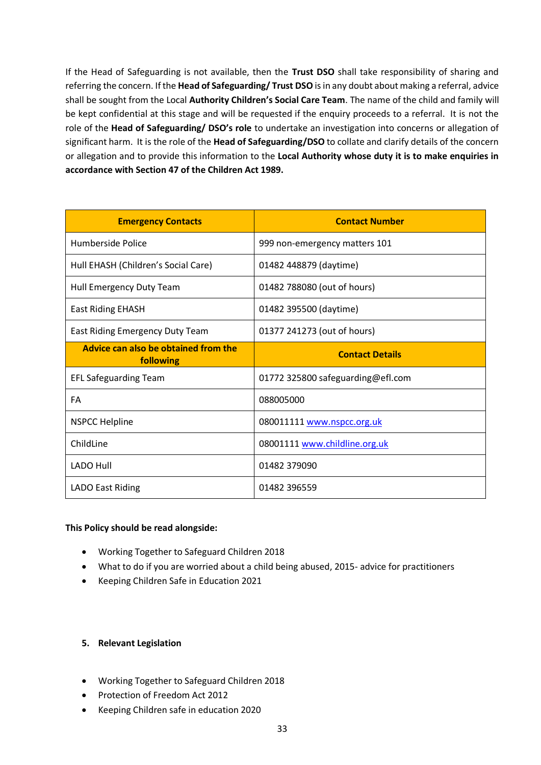If the Head of Safeguarding is not available, then the **Trust DSO** shall take responsibility of sharing and referring the concern. If the **Head of Safeguarding/ Trust DSO** is in any doubt about making a referral, advice shall be sought from the Local **Authority Children's Social Care Team**. The name of the child and family will be kept confidential at this stage and will be requested if the enquiry proceeds to a referral. It is not the role of the **Head of Safeguarding/ DSO's role** to undertake an investigation into concerns or allegation of significant harm. It is the role of the **Head of Safeguarding/DSO** to collate and clarify details of the concern or allegation and to provide this information to the **Local Authority whose duty it is to make enquiries in accordance with Section 47 of the Children Act 1989.**

| **Emergency Contacts** | **Contact Number** |
|---|---|
| Humberside Police | 999 non-emergency matters 101 |
| Hull EHASH (Children's Social Care) | 01482 448879 (daytime) |
| Hull Emergency Duty Team | 01482 788080 (out of hours) |
| East Riding EHASH | 01482 395500 (daytime) |
| East Riding Emergency Duty Team | 01377 241273 (out of hours) |
| **Advice can also be obtained from the following** | **Contact Details** |
| EFL Safeguarding Team | 01772 325800 safeguarding@efl.com |
| FA | 088005000 |
| NSPCC Helpline | 080011111 www.nspcc.org.uk |
| ChildLine | 08001111 www.childline.org.uk |
| LADO Hull | 01482 379090 |
| LADO East Riding | 01482 396559 |

**This Policy should be read alongside:**

- Working Together to Safeguard Children 2018
- What to do if you are worried about a child being abused, 2015- advice for practitioners
- Keeping Children Safe in Education 2021

## 5. Relevant Legislation

- Working Together to Safeguard Children 2018
- Protection of Freedom Act 2012
- Keeping Children safe in education 2020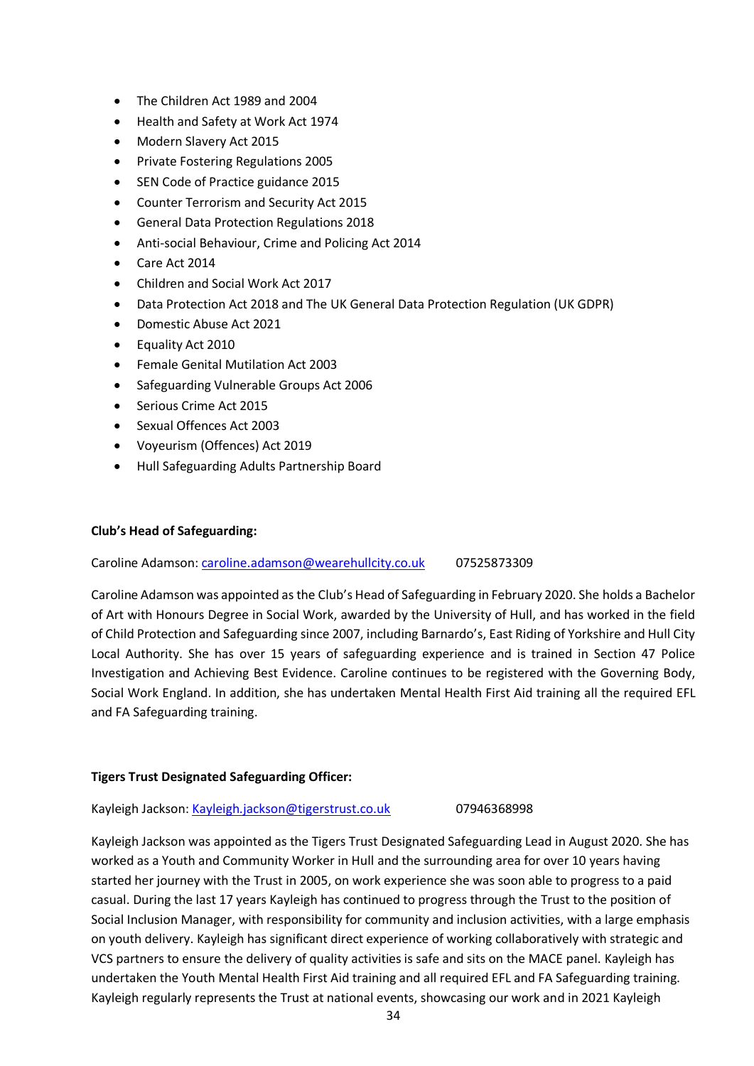- The Children Act 1989 and 2004
- Health and Safety at Work Act 1974
- Modern Slavery Act 2015
- Private Fostering Regulations 2005
- SEN Code of Practice guidance 2015
- Counter Terrorism and Security Act 2015
- General Data Protection Regulations 2018
- Anti-social Behaviour, Crime and Policing Act 2014
- Care Act 2014
- Children and Social Work Act 2017
- Data Protection Act 2018 and The UK General Data Protection Regulation (UK GDPR)
- Domestic Abuse Act 2021
- Equality Act 2010
- Female Genital Mutilation Act 2003
- Safeguarding Vulnerable Groups Act 2006
- Serious Crime Act 2015
- Sexual Offences Act 2003
- Voyeurism (Offences) Act 2019
- Hull Safeguarding Adults Partnership Board

**Club's Head of Safeguarding:**

Caroline Adamson: caroline.adamson@wearehullcity.co.uk 07525873309

Caroline Adamson was appointed as the Club's Head of Safeguarding in February 2020. She holds a Bachelor of Art with Honours Degree in Social Work, awarded by the University of Hull, and has worked in the field of Child Protection and Safeguarding since 2007, including Barnardo's, East Riding of Yorkshire and Hull City Local Authority. She has over 15 years of safeguarding experience and is trained in Section 47 Police Investigation and Achieving Best Evidence. Caroline continues to be registered with the Governing Body, Social Work England. In addition, she has undertaken Mental Health First Aid training all the required EFL and FA Safeguarding training.

**Tigers Trust Designated Safeguarding Officer:**

Kayleigh Jackson: Kayleigh.jackson@tigerstrust.co.uk 07946368998

Kayleigh Jackson was appointed as the Tigers Trust Designated Safeguarding Lead in August 2020. She has worked as a Youth and Community Worker in Hull and the surrounding area for over 10 years having started her journey with the Trust in 2005, on work experience she was soon able to progress to a paid casual. During the last 17 years Kayleigh has continued to progress through the Trust to the position of Social Inclusion Manager, with responsibility for community and inclusion activities, with a large emphasis on youth delivery. Kayleigh has significant direct experience of working collaboratively with strategic and VCS partners to ensure the delivery of quality activities is safe and sits on the MACE panel. Kayleigh has undertaken the Youth Mental Health First Aid training and all required EFL and FA Safeguarding training. Kayleigh regularly represents the Trust at national events, showcasing our work and in 2021 Kayleigh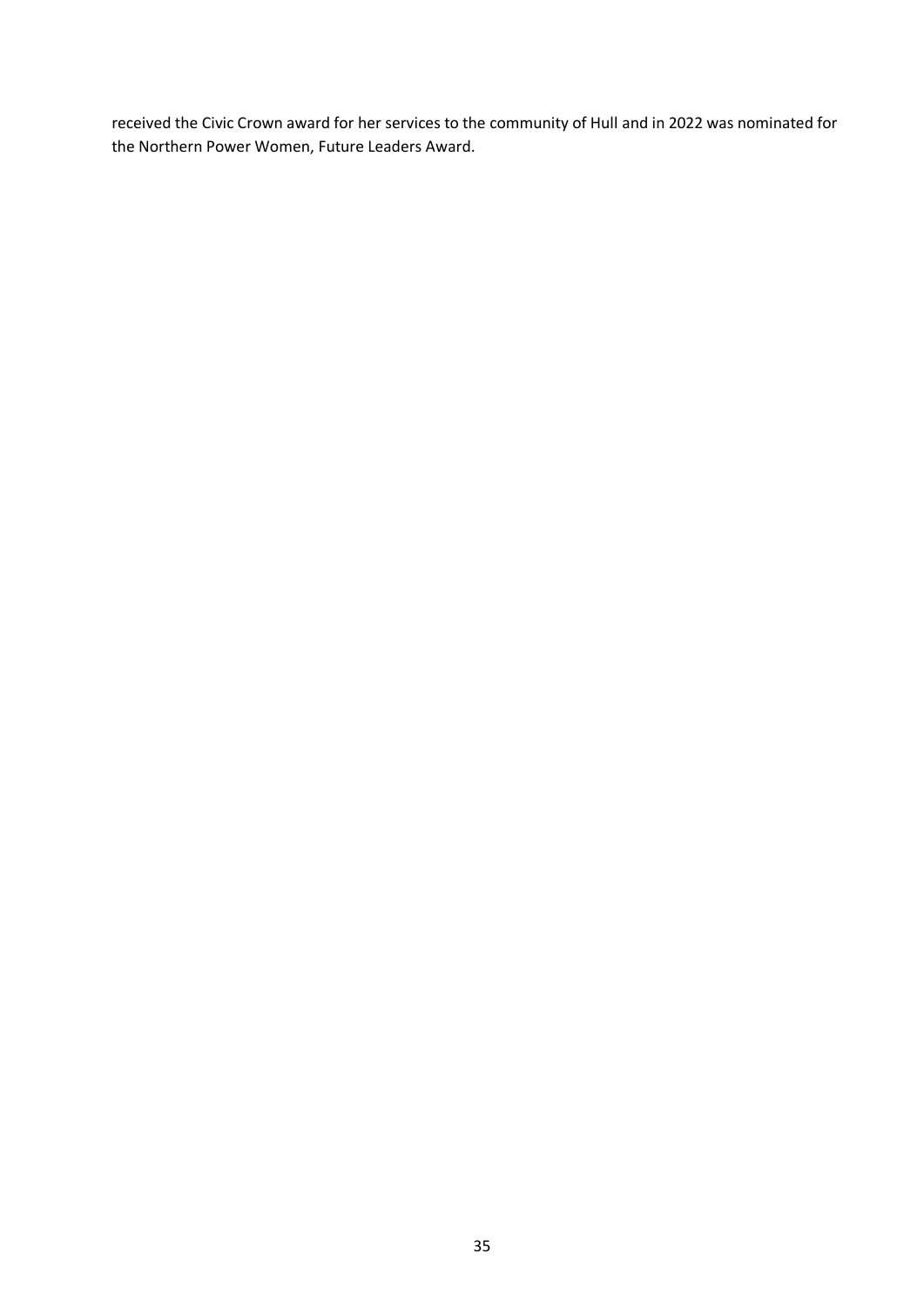received the Civic Crown award for her services to the community of Hull and in 2022 was nominated for the Northern Power Women, Future Leaders Award.